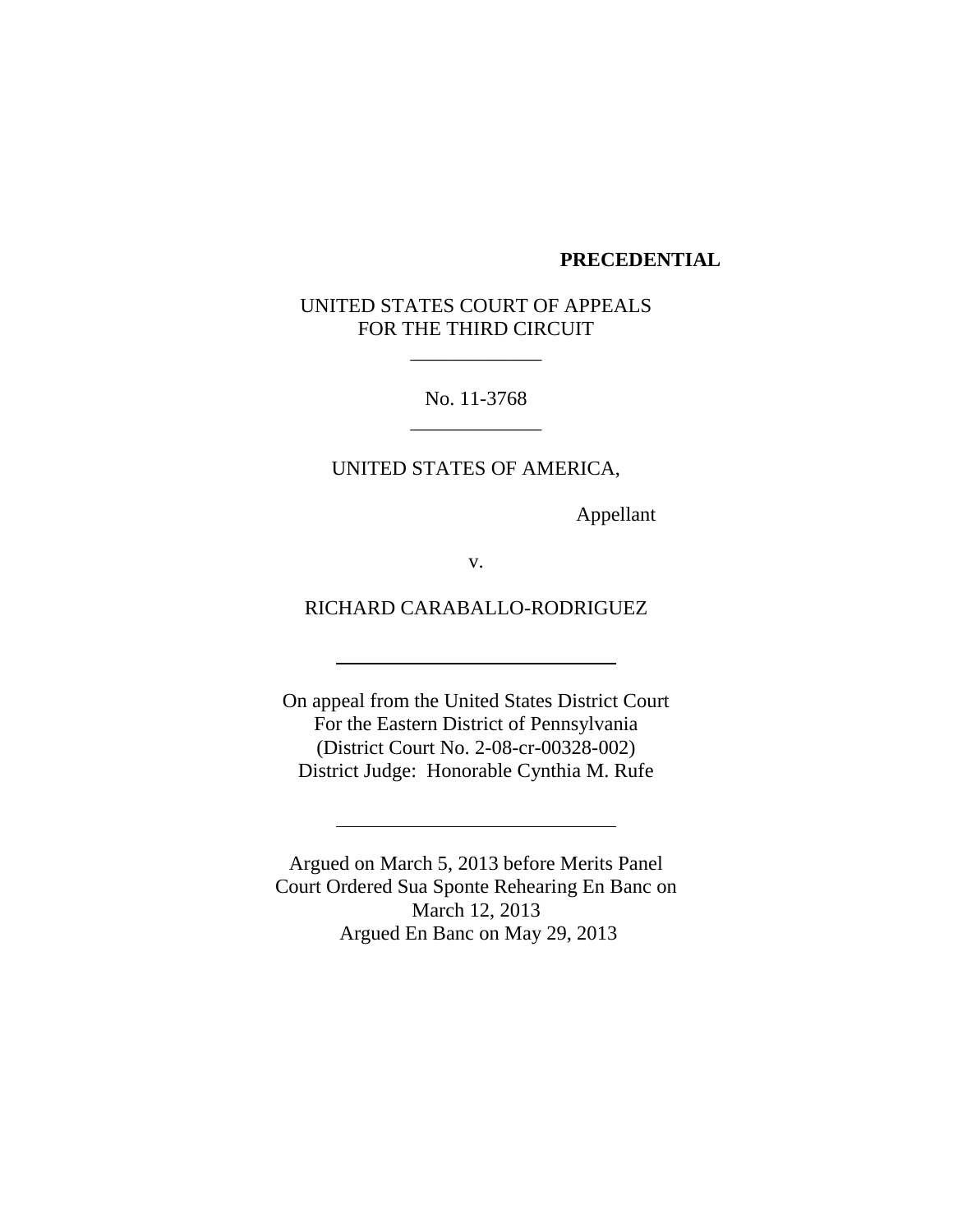**PRECEDENTIAL**

UNITED STATES COURT OF APPEALS
FOR THE THIRD CIRCUIT

---

No. 11-3768

---

UNITED STATES OF AMERICA,

Appellant

v.

RICHARD CARABALLO-RODRIGUEZ

---

On appeal from the United States District Court
For the Eastern District of Pennsylvania
(District Court No. 2-08-cr-00328-002)
District Judge: Honorable Cynthia M. Rufe

---

Argued on March 5, 2013 before Merits Panel
Court Ordered Sua Sponte Rehearing En Banc on
March 12, 2013
Argued En Banc on May 29, 2013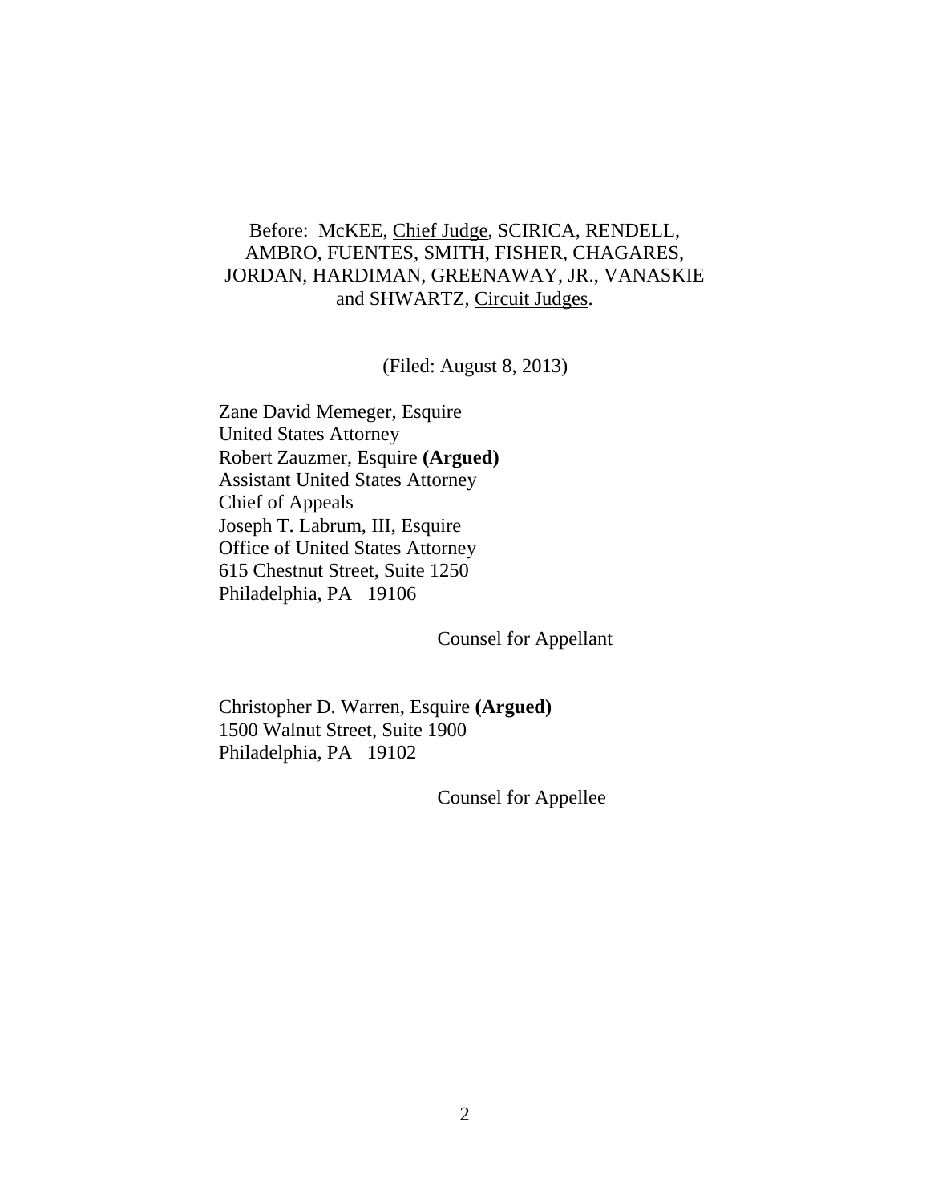Before: McKEE, Chief Judge, SCIRICA, RENDELL, AMBRO, FUENTES, SMITH, FISHER, CHAGARES, JORDAN, HARDIMAN, GREENAWAY, JR., VANASKIE and SHWARTZ, Circuit Judges.

(Filed: August 8, 2013)

Zane David Memeger, Esquire
United States Attorney
Robert Zauzmer, Esquire **(Argued)**
Assistant United States Attorney
Chief of Appeals
Joseph T. Labrum, III, Esquire
Office of United States Attorney
615 Chestnut Street, Suite 1250
Philadelphia, PA 19106

Counsel for Appellant

Christopher D. Warren, Esquire **(Argued)**
1500 Walnut Street, Suite 1900
Philadelphia, PA 19102

Counsel for Appellee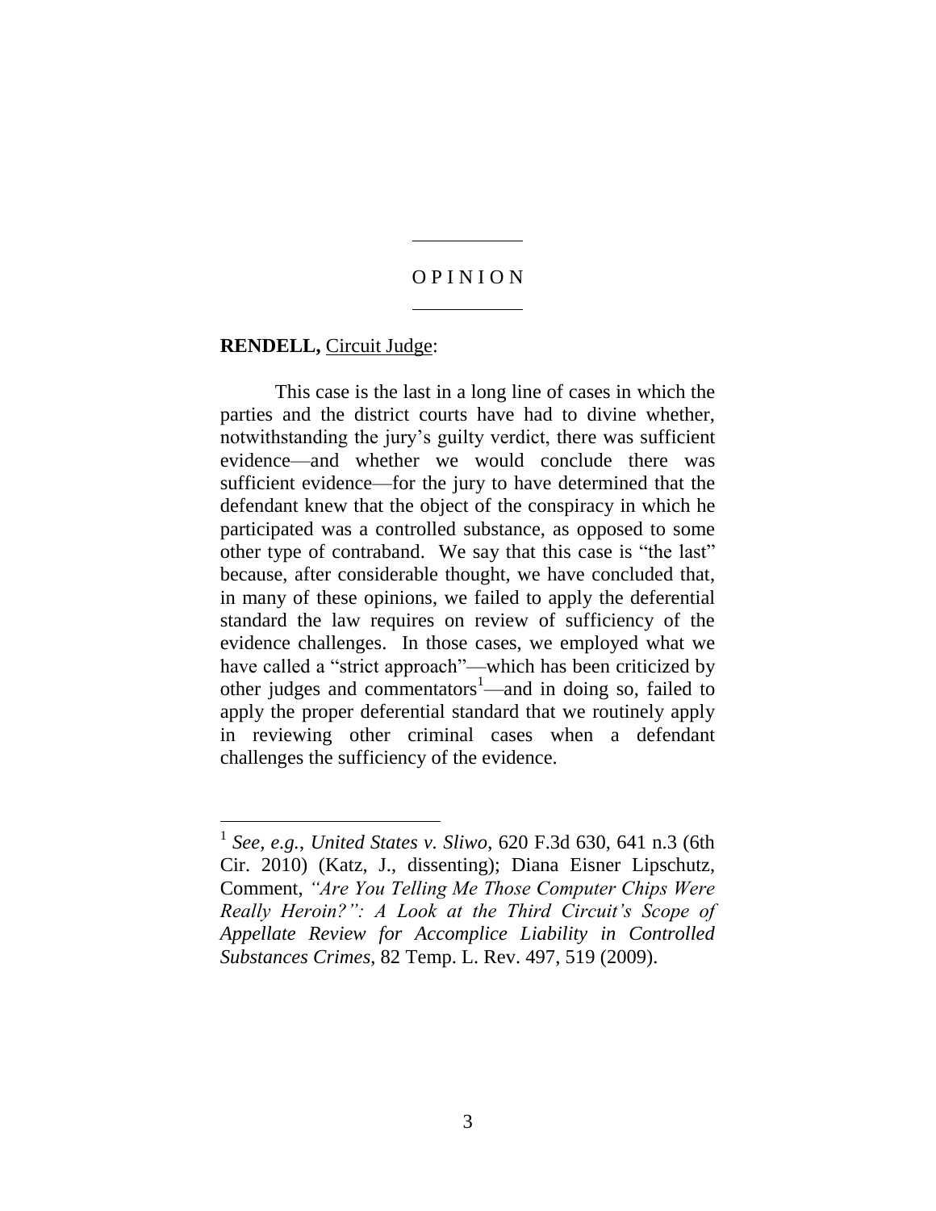# OPINION

**RENDELL,** Circuit Judge:

This case is the last in a long line of cases in which the parties and the district courts have had to divine whether, notwithstanding the jury's guilty verdict, there was sufficient evidence—and whether we would conclude there was sufficient evidence—for the jury to have determined that the defendant knew that the object of the conspiracy in which he participated was a controlled substance, as opposed to some other type of contraband. We say that this case is "the last" because, after considerable thought, we have concluded that, in many of these opinions, we failed to apply the deferential standard the law requires on review of sufficiency of the evidence challenges. In those cases, we employed what we have called a "strict approach"—which has been criticized by other judges and commentators[1]—and in doing so, failed to apply the proper deferential standard that we routinely apply in reviewing other criminal cases when a defendant challenges the sufficiency of the evidence.

---

[1] *See, e.g.*, *United States v. Sliwo*, 620 F.3d 630, 641 n.3 (6th Cir. 2010) (Katz, J., dissenting); Diana Eisner Lipschutz, Comment, *"Are You Telling Me Those Computer Chips Were Really Heroin?": A Look at the Third Circuit's Scope of Appellate Review for Accomplice Liability in Controlled Substances Crimes*, 82 Temp. L. Rev. 497, 519 (2009).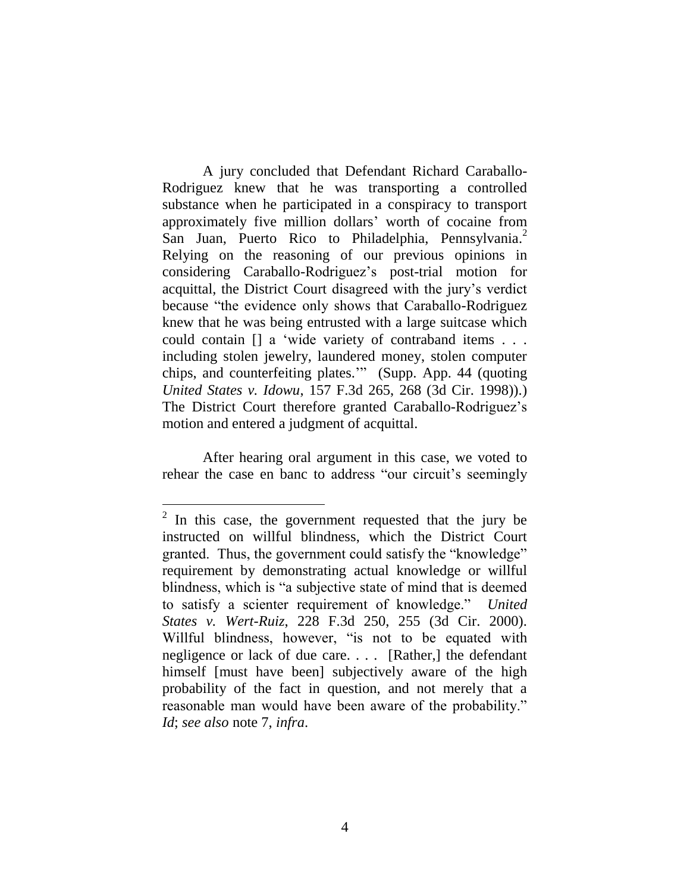A jury concluded that Defendant Richard Caraballo-Rodriguez knew that he was transporting a controlled substance when he participated in a conspiracy to transport approximately five million dollars' worth of cocaine from San Juan, Puerto Rico to Philadelphia, Pennsylvania.[2] Relying on the reasoning of our previous opinions in considering Caraballo-Rodriguez's post-trial motion for acquittal, the District Court disagreed with the jury's verdict because "the evidence only shows that Caraballo-Rodriguez knew that he was being entrusted with a large suitcase which could contain [] a 'wide variety of contraband items . . . including stolen jewelry, laundered money, stolen computer chips, and counterfeiting plates.'" (Supp. App. 44 (quoting *United States v. Idowu*, 157 F.3d 265, 268 (3d Cir. 1998)).) The District Court therefore granted Caraballo-Rodriguez's motion and entered a judgment of acquittal.

After hearing oral argument in this case, we voted to rehear the case en banc to address "our circuit's seemingly

---

[2] In this case, the government requested that the jury be instructed on willful blindness, which the District Court granted. Thus, the government could satisfy the "knowledge" requirement by demonstrating actual knowledge or willful blindness, which is "a subjective state of mind that is deemed to satisfy a scienter requirement of knowledge." *United States v. Wert-Ruiz*, 228 F.3d 250, 255 (3d Cir. 2000). Willful blindness, however, "is not to be equated with negligence or lack of due care. . . . [Rather,] the defendant himself [must have been] subjectively aware of the high probability of the fact in question, and not merely that a reasonable man would have been aware of the probability." *Id*; *see also* note 7, *infra*.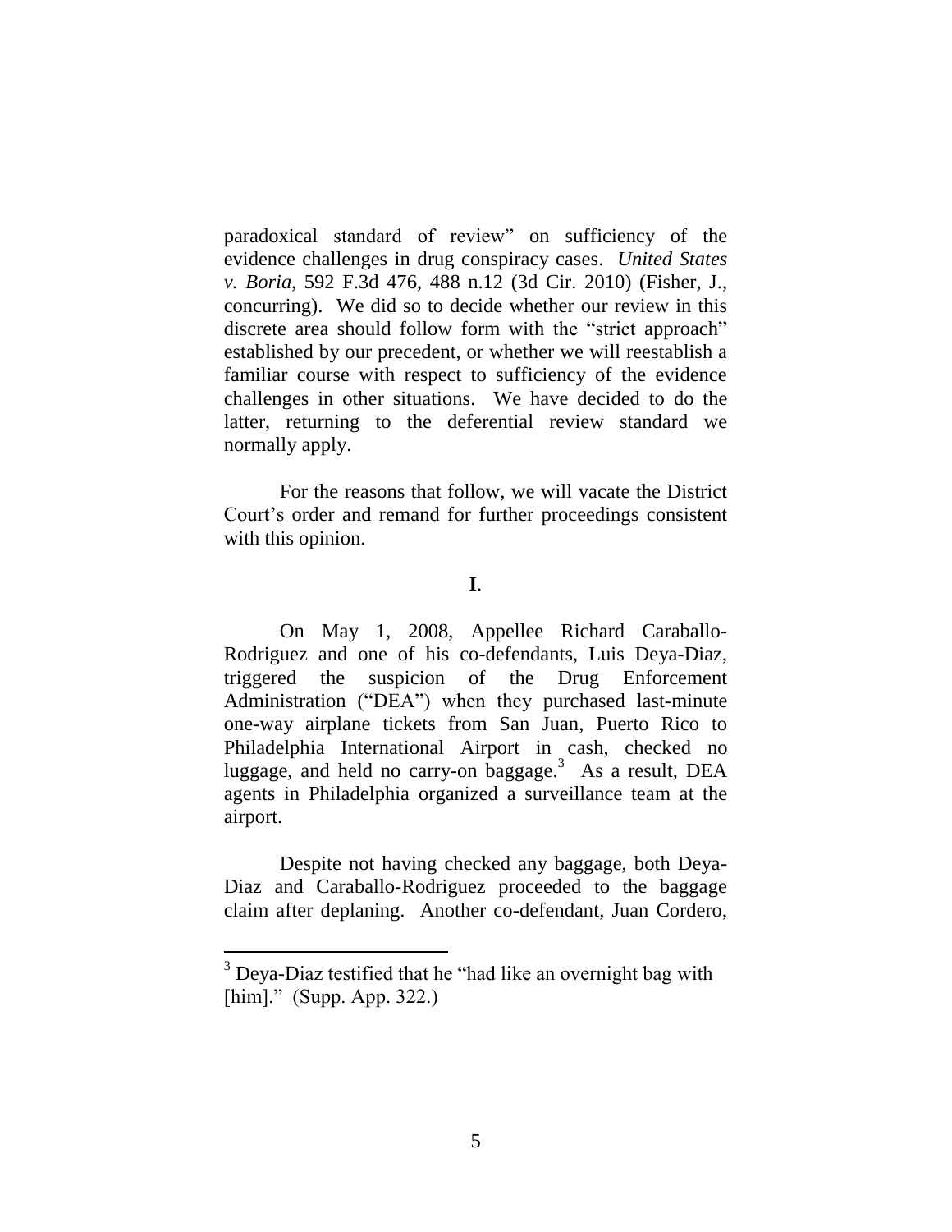paradoxical standard of review" on sufficiency of the evidence challenges in drug conspiracy cases. *United States v. Boria*, 592 F.3d 476, 488 n.12 (3d Cir. 2010) (Fisher, J., concurring). We did so to decide whether our review in this discrete area should follow form with the "strict approach" established by our precedent, or whether we will reestablish a familiar course with respect to sufficiency of the evidence challenges in other situations. We have decided to do the latter, returning to the deferential review standard we normally apply.

For the reasons that follow, we will vacate the District Court's order and remand for further proceedings consistent with this opinion.

**I.**

On May 1, 2008, Appellee Richard Caraballo-Rodriguez and one of his co-defendants, Luis Deya-Diaz, triggered the suspicion of the Drug Enforcement Administration ("DEA") when they purchased last-minute one-way airplane tickets from San Juan, Puerto Rico to Philadelphia International Airport in cash, checked no luggage, and held no carry-on baggage.[3] As a result, DEA agents in Philadelphia organized a surveillance team at the airport.

Despite not having checked any baggage, both Deya-Diaz and Caraballo-Rodriguez proceeded to the baggage claim after deplaning. Another co-defendant, Juan Cordero,

---

[3] Deya-Diaz testified that he "had like an overnight bag with [him]." (Supp. App. 322.)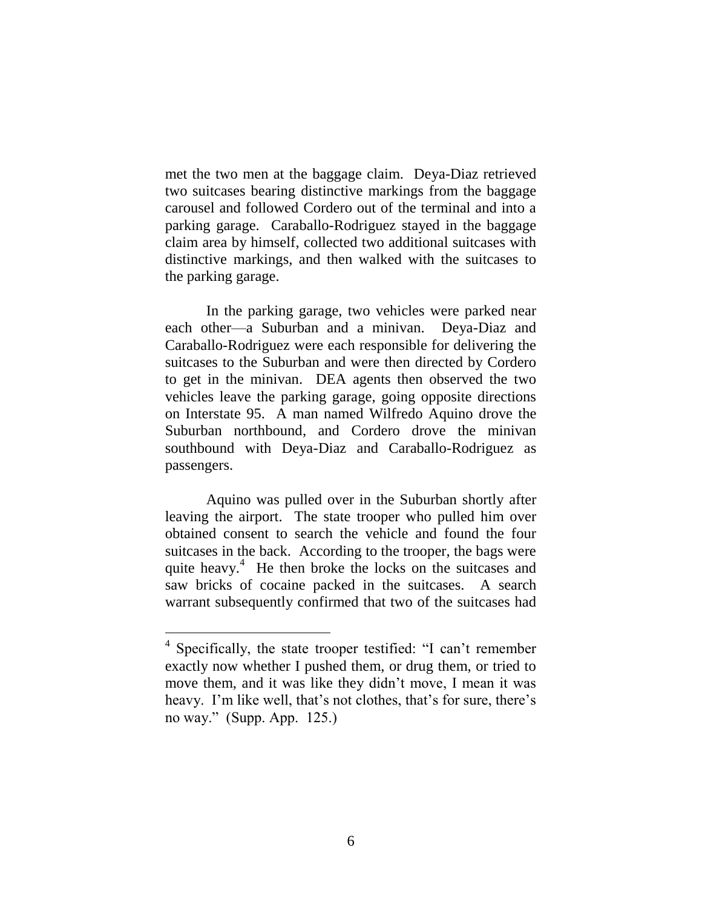met the two men at the baggage claim. Deya-Diaz retrieved two suitcases bearing distinctive markings from the baggage carousel and followed Cordero out of the terminal and into a parking garage. Caraballo-Rodriguez stayed in the baggage claim area by himself, collected two additional suitcases with distinctive markings, and then walked with the suitcases to the parking garage.

In the parking garage, two vehicles were parked near each other—a Suburban and a minivan. Deya-Diaz and Caraballo-Rodriguez were each responsible for delivering the suitcases to the Suburban and were then directed by Cordero to get in the minivan. DEA agents then observed the two vehicles leave the parking garage, going opposite directions on Interstate 95. A man named Wilfredo Aquino drove the Suburban northbound, and Cordero drove the minivan southbound with Deya-Diaz and Caraballo-Rodriguez as passengers.

Aquino was pulled over in the Suburban shortly after leaving the airport. The state trooper who pulled him over obtained consent to search the vehicle and found the four suitcases in the back. According to the trooper, the bags were quite heavy.[4] He then broke the locks on the suitcases and saw bricks of cocaine packed in the suitcases. A search warrant subsequently confirmed that two of the suitcases had

---

[4] Specifically, the state trooper testified: "I can't remember exactly now whether I pushed them, or drug them, or tried to move them, and it was like they didn't move, I mean it was heavy. I'm like well, that's not clothes, that's for sure, there's no way." (Supp. App. 125.)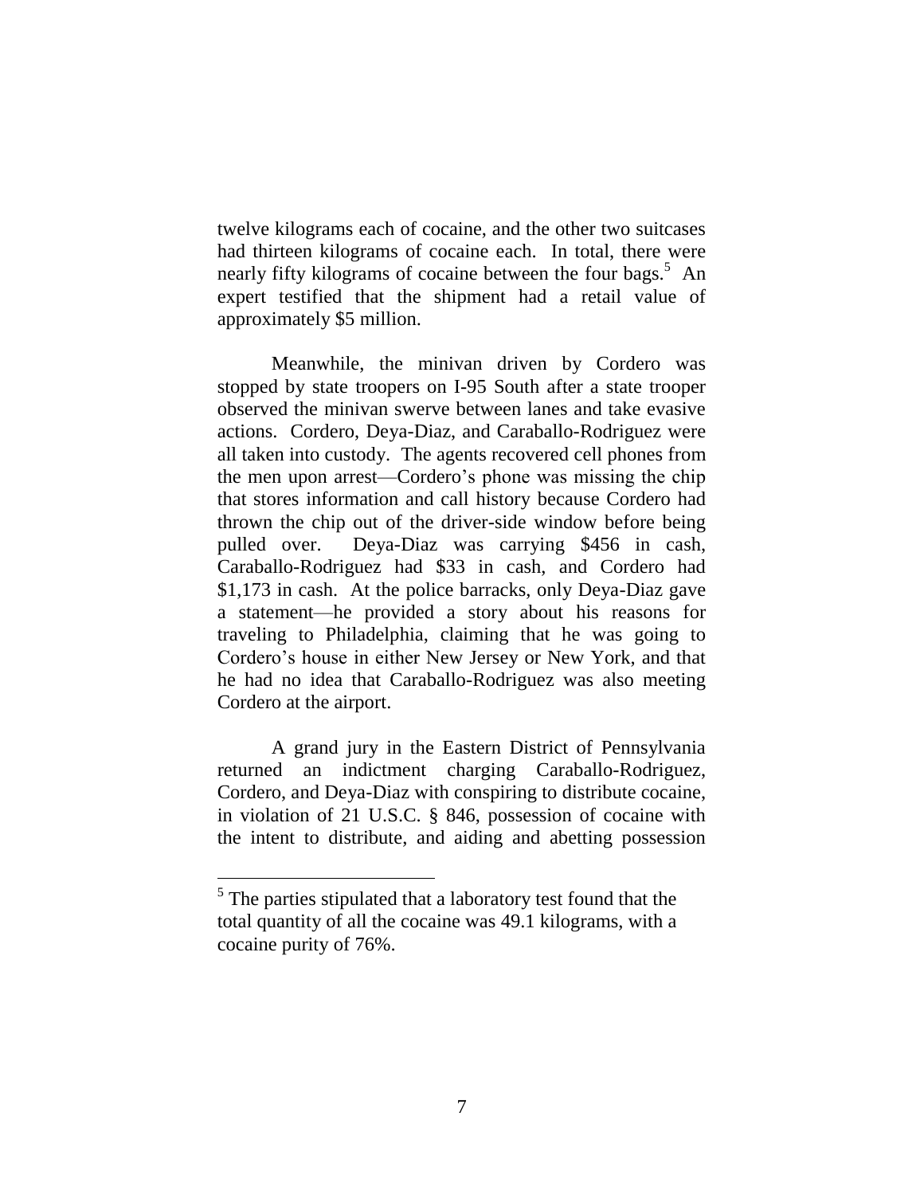twelve kilograms each of cocaine, and the other two suitcases had thirteen kilograms of cocaine each. In total, there were nearly fifty kilograms of cocaine between the four bags.[5] An expert testified that the shipment had a retail value of approximately $5 million.

Meanwhile, the minivan driven by Cordero was stopped by state troopers on I-95 South after a state trooper observed the minivan swerve between lanes and take evasive actions. Cordero, Deya-Diaz, and Caraballo-Rodriguez were all taken into custody. The agents recovered cell phones from the men upon arrest—Cordero's phone was missing the chip that stores information and call history because Cordero had thrown the chip out of the driver-side window before being pulled over. Deya-Diaz was carrying $456 in cash, Caraballo-Rodriguez had $33 in cash, and Cordero had $1,173 in cash. At the police barracks, only Deya-Diaz gave a statement—he provided a story about his reasons for traveling to Philadelphia, claiming that he was going to Cordero's house in either New Jersey or New York, and that he had no idea that Caraballo-Rodriguez was also meeting Cordero at the airport.

A grand jury in the Eastern District of Pennsylvania returned an indictment charging Caraballo-Rodriguez, Cordero, and Deya-Diaz with conspiring to distribute cocaine, in violation of 21 U.S.C. § 846, possession of cocaine with the intent to distribute, and aiding and abetting possession

[5] The parties stipulated that a laboratory test found that the total quantity of all the cocaine was 49.1 kilograms, with a cocaine purity of 76%.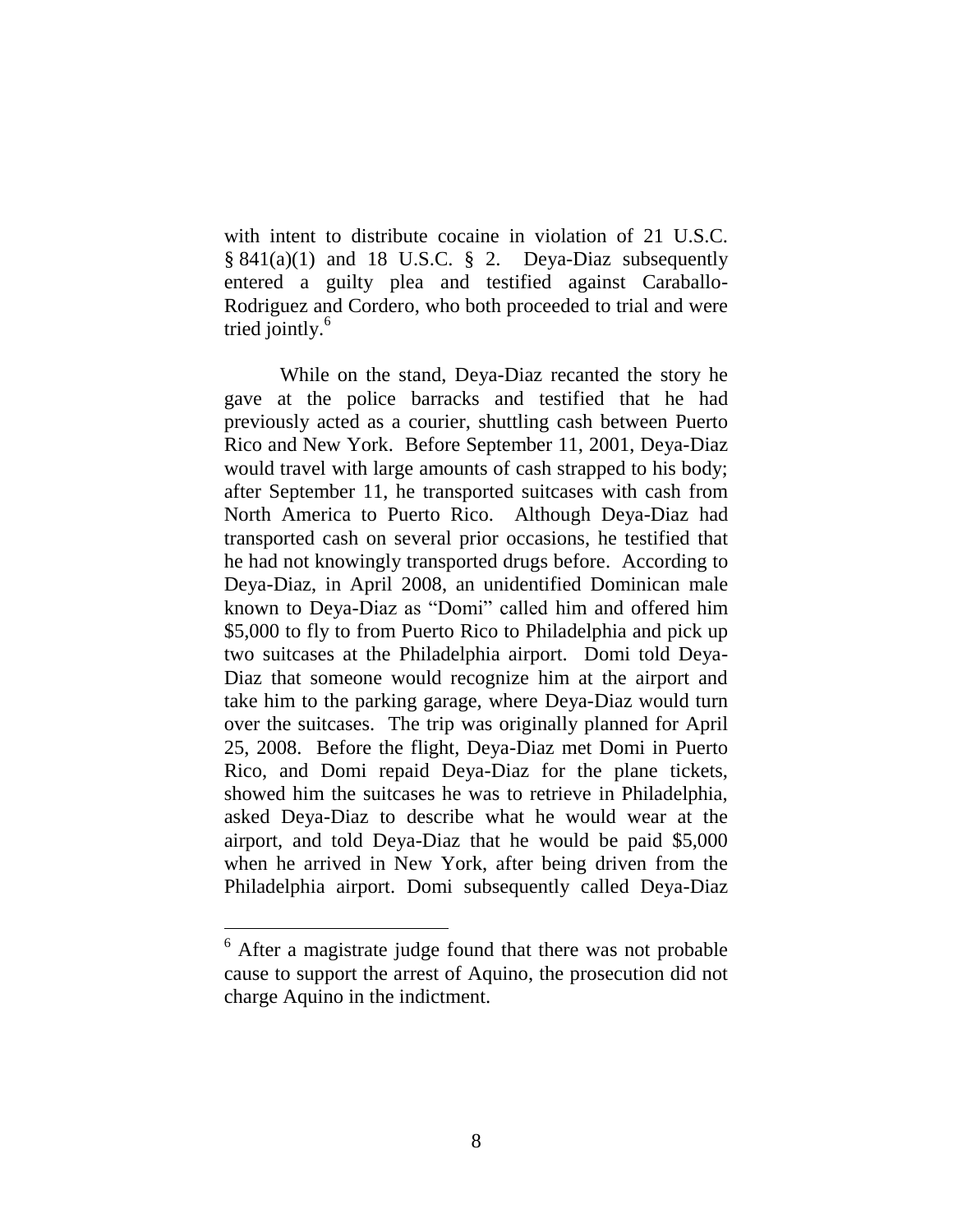with intent to distribute cocaine in violation of 21 U.S.C. § 841(a)(1) and 18 U.S.C. § 2. Deya-Diaz subsequently entered a guilty plea and testified against Caraballo-Rodriguez and Cordero, who both proceeded to trial and were tried jointly.[6]

While on the stand, Deya-Diaz recanted the story he gave at the police barracks and testified that he had previously acted as a courier, shuttling cash between Puerto Rico and New York. Before September 11, 2001, Deya-Diaz would travel with large amounts of cash strapped to his body; after September 11, he transported suitcases with cash from North America to Puerto Rico. Although Deya-Diaz had transported cash on several prior occasions, he testified that he had not knowingly transported drugs before. According to Deya-Diaz, in April 2008, an unidentified Dominican male known to Deya-Diaz as "Domi" called him and offered him $5,000 to fly to from Puerto Rico to Philadelphia and pick up two suitcases at the Philadelphia airport. Domi told Deya-Diaz that someone would recognize him at the airport and take him to the parking garage, where Deya-Diaz would turn over the suitcases. The trip was originally planned for April 25, 2008. Before the flight, Deya-Diaz met Domi in Puerto Rico, and Domi repaid Deya-Diaz for the plane tickets, showed him the suitcases he was to retrieve in Philadelphia, asked Deya-Diaz to describe what he would wear at the airport, and told Deya-Diaz that he would be paid $5,000 when he arrived in New York, after being driven from the Philadelphia airport. Domi subsequently called Deya-Diaz

[6] After a magistrate judge found that there was not probable cause to support the arrest of Aquino, the prosecution did not charge Aquino in the indictment.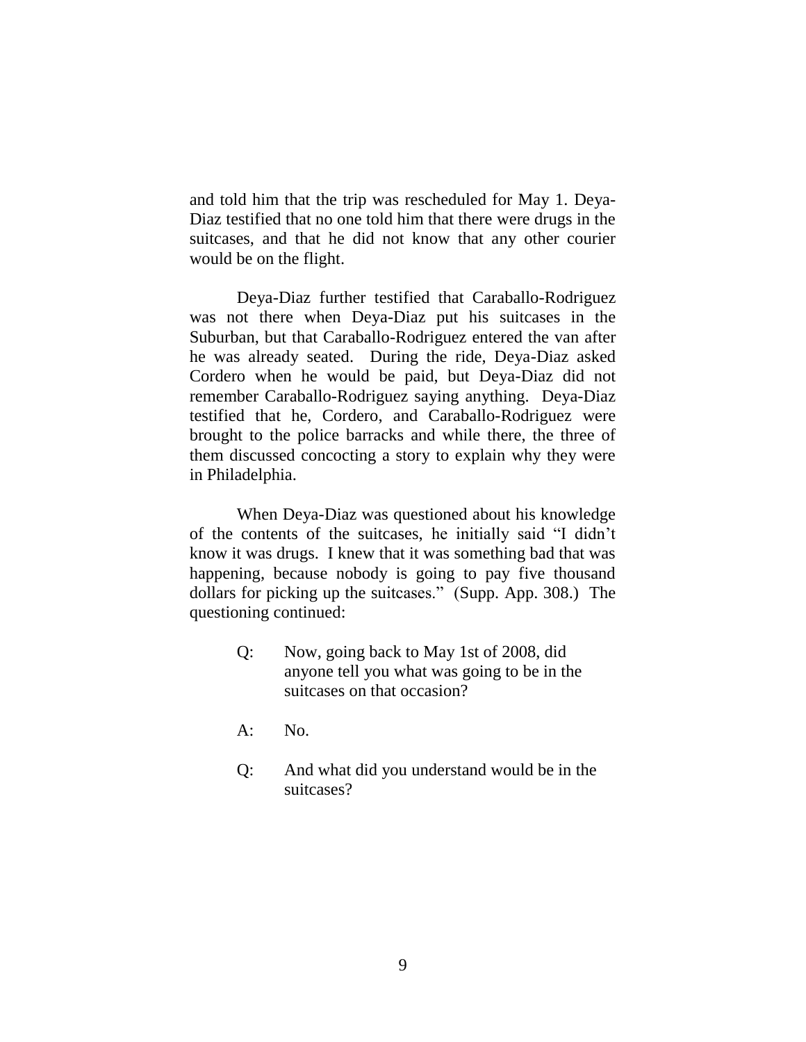and told him that the trip was rescheduled for May 1. Deya-Diaz testified that no one told him that there were drugs in the suitcases, and that he did not know that any other courier would be on the flight.

Deya-Diaz further testified that Caraballo-Rodriguez was not there when Deya-Diaz put his suitcases in the Suburban, but that Caraballo-Rodriguez entered the van after he was already seated. During the ride, Deya-Diaz asked Cordero when he would be paid, but Deya-Diaz did not remember Caraballo-Rodriguez saying anything. Deya-Diaz testified that he, Cordero, and Caraballo-Rodriguez were brought to the police barracks and while there, the three of them discussed concocting a story to explain why they were in Philadelphia.

When Deya-Diaz was questioned about his knowledge of the contents of the suitcases, he initially said "I didn't know it was drugs. I knew that it was something bad that was happening, because nobody is going to pay five thousand dollars for picking up the suitcases." (Supp. App. 308.) The questioning continued:

> Q: Now, going back to May 1st of 2008, did anyone tell you what was going to be in the suitcases on that occasion?
>
> A: No.
>
> Q: And what did you understand would be in the suitcases?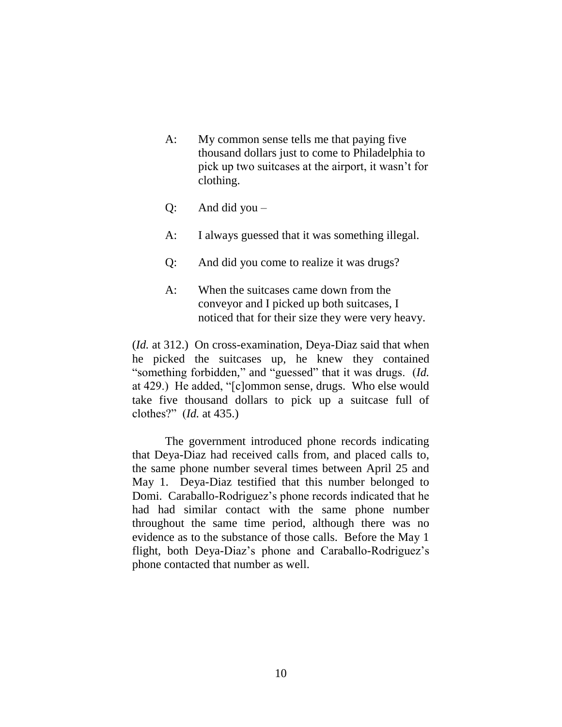A: My common sense tells me that paying five thousand dollars just to come to Philadelphia to pick up two suitcases at the airport, it wasn't for clothing.

Q: And did you –

A: I always guessed that it was something illegal.

Q: And did you come to realize it was drugs?

A: When the suitcases came down from the conveyor and I picked up both suitcases, I noticed that for their size they were very heavy.

(*Id.* at 312.) On cross-examination, Deya-Diaz said that when he picked the suitcases up, he knew they contained "something forbidden," and "guessed" that it was drugs. (*Id.* at 429.) He added, "[c]ommon sense, drugs. Who else would take five thousand dollars to pick up a suitcase full of clothes?" (*Id.* at 435.)

The government introduced phone records indicating that Deya-Diaz had received calls from, and placed calls to, the same phone number several times between April 25 and May 1. Deya-Diaz testified that this number belonged to Domi. Caraballo-Rodriguez's phone records indicated that he had had similar contact with the same phone number throughout the same time period, although there was no evidence as to the substance of those calls. Before the May 1 flight, both Deya-Diaz's phone and Caraballo-Rodriguez's phone contacted that number as well.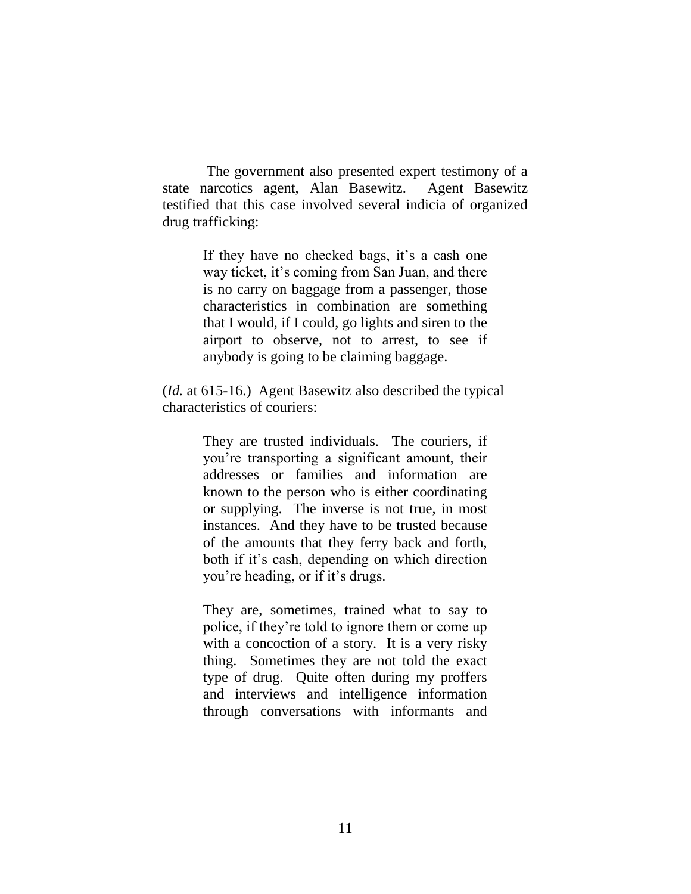The government also presented expert testimony of a state narcotics agent, Alan Basewitz. Agent Basewitz testified that this case involved several indicia of organized drug trafficking:

> If they have no checked bags, it's a cash one way ticket, it's coming from San Juan, and there is no carry on baggage from a passenger, those characteristics in combination are something that I would, if I could, go lights and siren to the airport to observe, not to arrest, to see if anybody is going to be claiming baggage.

(*Id.* at 615-16.) Agent Basewitz also described the typical characteristics of couriers:

> They are trusted individuals. The couriers, if you're transporting a significant amount, their addresses or families and information are known to the person who is either coordinating or supplying. The inverse is not true, in most instances. And they have to be trusted because of the amounts that they ferry back and forth, both if it's cash, depending on which direction you're heading, or if it's drugs.
>
> They are, sometimes, trained what to say to police, if they're told to ignore them or come up with a concoction of a story. It is a very risky thing. Sometimes they are not told the exact type of drug. Quite often during my proffers and interviews and intelligence information through conversations with informants and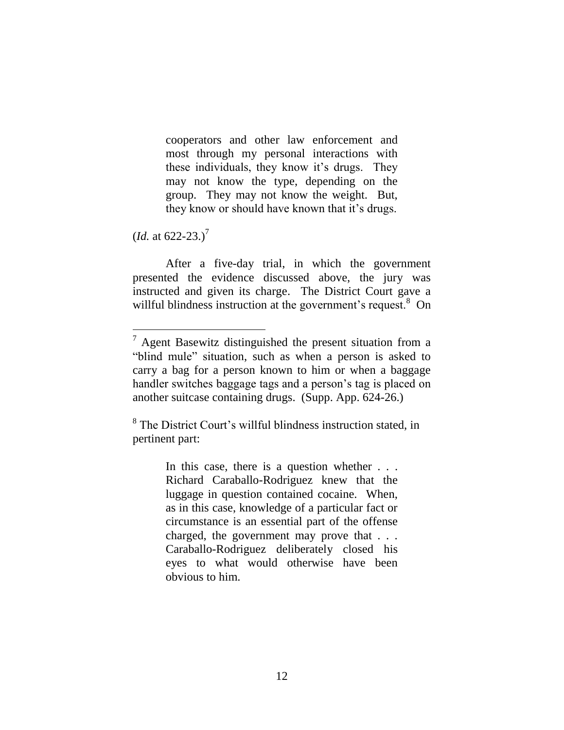> cooperators and other law enforcement and most through my personal interactions with these individuals, they know it's drugs. They may not know the type, depending on the group. They may not know the weight. But, they know or should have known that it's drugs.

(*Id.* at 622-23.)[7]

After a five-day trial, in which the government presented the evidence discussed above, the jury was instructed and given its charge. The District Court gave a willful blindness instruction at the government's request.[8] On

---

[7] Agent Basewitz distinguished the present situation from a "blind mule" situation, such as when a person is asked to carry a bag for a person known to him or when a baggage handler switches baggage tags and a person's tag is placed on another suitcase containing drugs. (Supp. App. 624-26.)

[8] The District Court's willful blindness instruction stated, in pertinent part:

> In this case, there is a question whether . . . Richard Caraballo-Rodriguez knew that the luggage in question contained cocaine. When, as in this case, knowledge of a particular fact or circumstance is an essential part of the offense charged, the government may prove that . . . Caraballo-Rodriguez deliberately closed his eyes to what would otherwise have been obvious to him.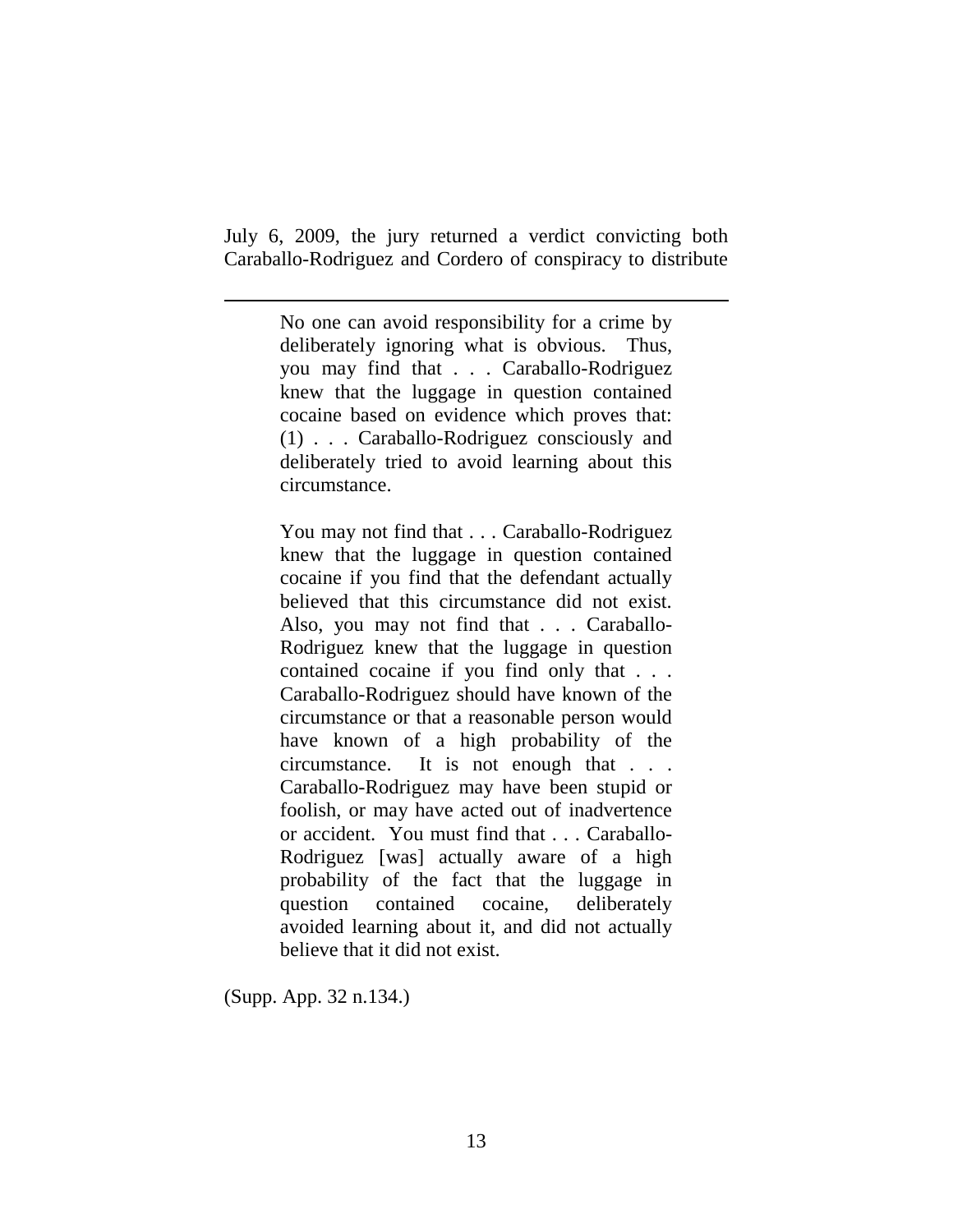July 6, 2009, the jury returned a verdict convicting both Caraballo-Rodriguez and Cordero of conspiracy to distribute

---

> No one can avoid responsibility for a crime by deliberately ignoring what is obvious. Thus, you may find that . . . Caraballo-Rodriguez knew that the luggage in question contained cocaine based on evidence which proves that: (1) . . . Caraballo-Rodriguez consciously and deliberately tried to avoid learning about this circumstance.
>
> You may not find that . . . Caraballo-Rodriguez knew that the luggage in question contained cocaine if you find that the defendant actually believed that this circumstance did not exist. Also, you may not find that . . . Caraballo-Rodriguez knew that the luggage in question contained cocaine if you find only that . . . Caraballo-Rodriguez should have known of the circumstance or that a reasonable person would have known of a high probability of the circumstance. It is not enough that . . . Caraballo-Rodriguez may have been stupid or foolish, or may have acted out of inadvertence or accident. You must find that . . . Caraballo-Rodriguez [was] actually aware of a high probability of the fact that the luggage in question contained cocaine, deliberately avoided learning about it, and did not actually believe that it did not exist.

(Supp. App. 32 n.134.)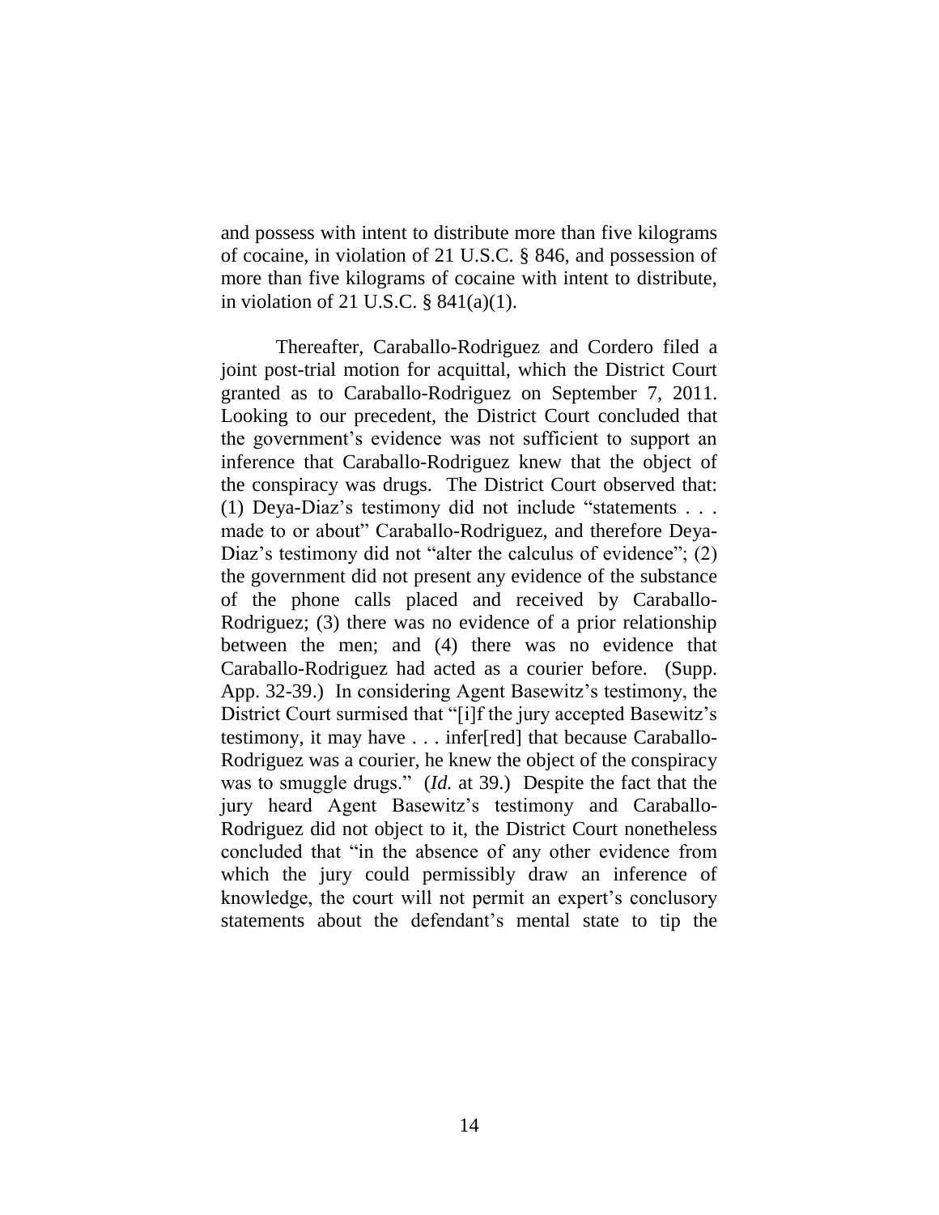and possess with intent to distribute more than five kilograms of cocaine, in violation of 21 U.S.C. § 846, and possession of more than five kilograms of cocaine with intent to distribute, in violation of 21 U.S.C. § 841(a)(1).

Thereafter, Caraballo-Rodriguez and Cordero filed a joint post-trial motion for acquittal, which the District Court granted as to Caraballo-Rodriguez on September 7, 2011. Looking to our precedent, the District Court concluded that the government's evidence was not sufficient to support an inference that Caraballo-Rodriguez knew that the object of the conspiracy was drugs. The District Court observed that: (1) Deya-Diaz's testimony did not include "statements . . . made to or about" Caraballo-Rodriguez, and therefore Deya-Diaz's testimony did not "alter the calculus of evidence"; (2) the government did not present any evidence of the substance of the phone calls placed and received by Caraballo-Rodriguez; (3) there was no evidence of a prior relationship between the men; and (4) there was no evidence that Caraballo-Rodriguez had acted as a courier before. (Supp. App. 32-39.) In considering Agent Basewitz's testimony, the District Court surmised that "[i]f the jury accepted Basewitz's testimony, it may have . . . infer[red] that because Caraballo-Rodriguez was a courier, he knew the object of the conspiracy was to smuggle drugs." (*Id.* at 39.) Despite the fact that the jury heard Agent Basewitz's testimony and Caraballo-Rodriguez did not object to it, the District Court nonetheless concluded that "in the absence of any other evidence from which the jury could permissibly draw an inference of knowledge, the court will not permit an expert's conclusory statements about the defendant's mental state to tip the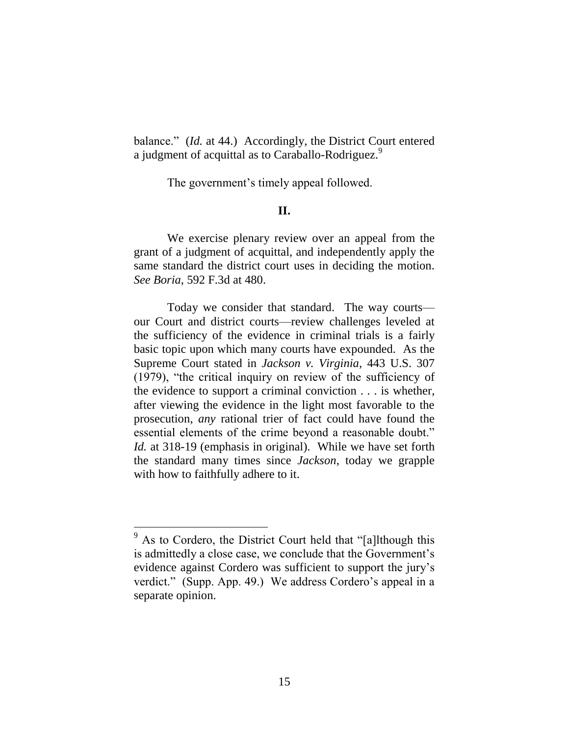balance." (*Id.* at 44.) Accordingly, the District Court entered a judgment of acquittal as to Caraballo-Rodriguez.[9]

The government's timely appeal followed.

## II.

We exercise plenary review over an appeal from the grant of a judgment of acquittal, and independently apply the same standard the district court uses in deciding the motion. *See Boria*, 592 F.3d at 480.

Today we consider that standard. The way courts—our Court and district courts—review challenges leveled at the sufficiency of the evidence in criminal trials is a fairly basic topic upon which many courts have expounded. As the Supreme Court stated in *Jackson v. Virginia*, 443 U.S. 307 (1979), "the critical inquiry on review of the sufficiency of the evidence to support a criminal conviction . . . is whether, after viewing the evidence in the light most favorable to the prosecution, *any* rational trier of fact could have found the essential elements of the crime beyond a reasonable doubt." *Id.* at 318-19 (emphasis in original). While we have set forth the standard many times since *Jackson*, today we grapple with how to faithfully adhere to it.

---

[9] As to Cordero, the District Court held that "[a]lthough this is admittedly a close case, we conclude that the Government's evidence against Cordero was sufficient to support the jury's verdict." (Supp. App. 49.) We address Cordero's appeal in a separate opinion.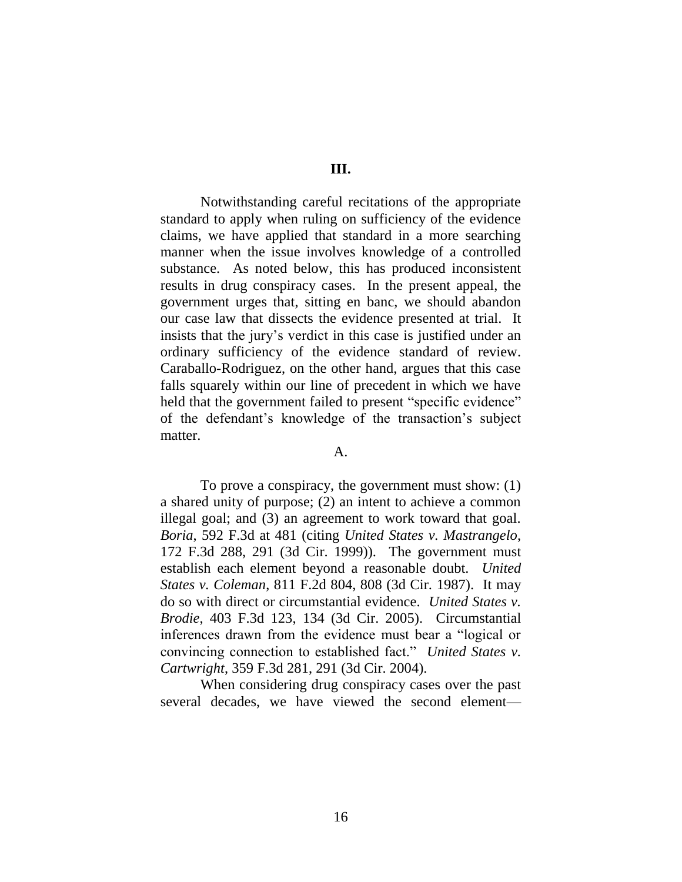## III.

Notwithstanding careful recitations of the appropriate standard to apply when ruling on sufficiency of the evidence claims, we have applied that standard in a more searching manner when the issue involves knowledge of a controlled substance. As noted below, this has produced inconsistent results in drug conspiracy cases. In the present appeal, the government urges that, sitting en banc, we should abandon our case law that dissects the evidence presented at trial. It insists that the jury's verdict in this case is justified under an ordinary sufficiency of the evidence standard of review. Caraballo-Rodriguez, on the other hand, argues that this case falls squarely within our line of precedent in which we have held that the government failed to present "specific evidence" of the defendant's knowledge of the transaction's subject matter.

### A.

To prove a conspiracy, the government must show: (1) a shared unity of purpose; (2) an intent to achieve a common illegal goal; and (3) an agreement to work toward that goal. *Boria*, 592 F.3d at 481 (citing *United States v. Mastrangelo*, 172 F.3d 288, 291 (3d Cir. 1999)). The government must establish each element beyond a reasonable doubt. *United States v. Coleman*, 811 F.2d 804, 808 (3d Cir. 1987). It may do so with direct or circumstantial evidence. *United States v. Brodie*, 403 F.3d 123, 134 (3d Cir. 2005). Circumstantial inferences drawn from the evidence must bear a "logical or convincing connection to established fact." *United States v. Cartwright*, 359 F.3d 281, 291 (3d Cir. 2004).

When considering drug conspiracy cases over the past several decades, we have viewed the second element—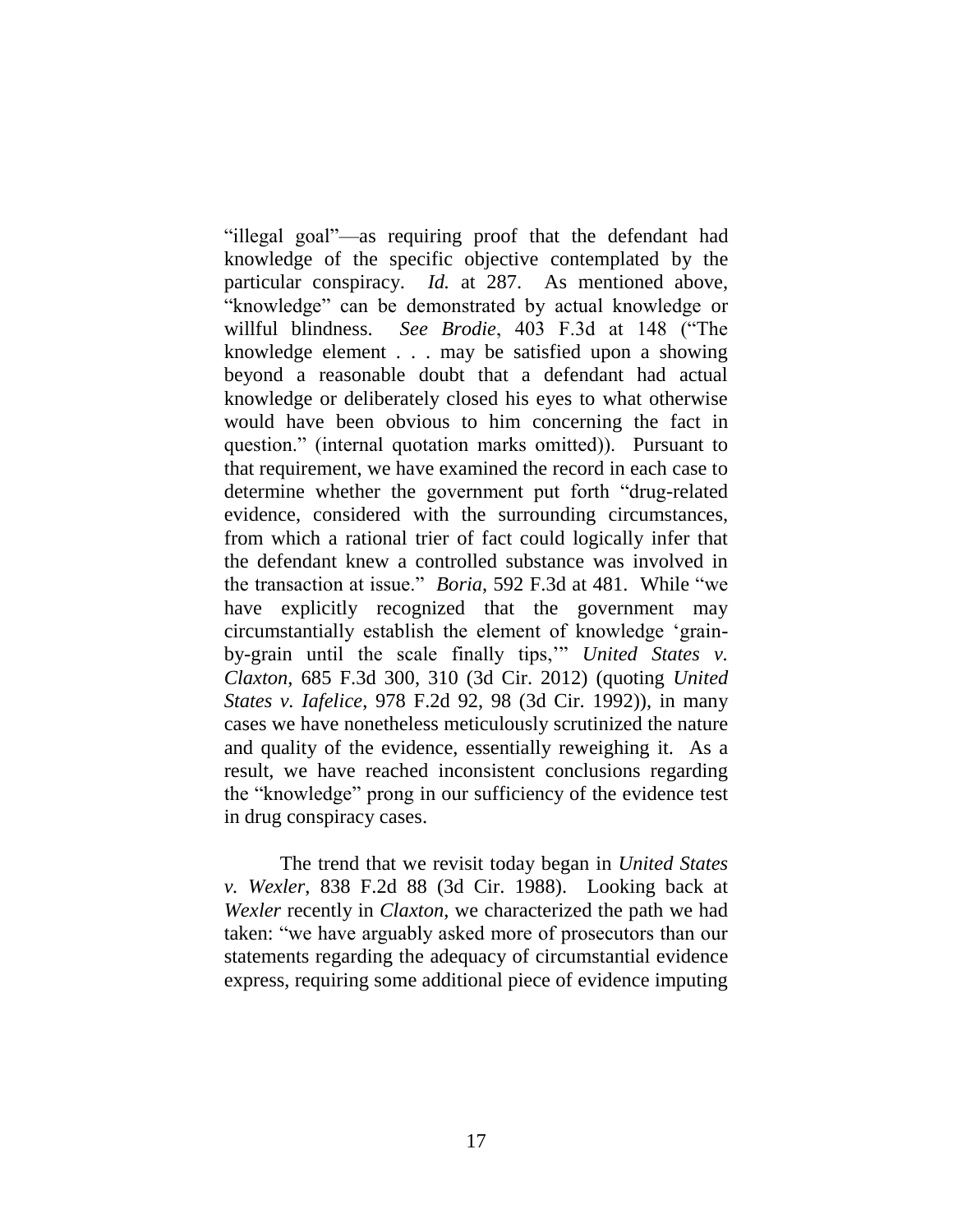"illegal goal"—as requiring proof that the defendant had knowledge of the specific objective contemplated by the particular conspiracy. *Id.* at 287. As mentioned above, "knowledge" can be demonstrated by actual knowledge or willful blindness. *See Brodie*, 403 F.3d at 148 ("The knowledge element . . . may be satisfied upon a showing beyond a reasonable doubt that a defendant had actual knowledge or deliberately closed his eyes to what otherwise would have been obvious to him concerning the fact in question." (internal quotation marks omitted)). Pursuant to that requirement, we have examined the record in each case to determine whether the government put forth "drug-related evidence, considered with the surrounding circumstances, from which a rational trier of fact could logically infer that the defendant knew a controlled substance was involved in the transaction at issue." *Boria*, 592 F.3d at 481. While "we have explicitly recognized that the government may circumstantially establish the element of knowledge 'grain-by-grain until the scale finally tips,'" *United States v. Claxton*, 685 F.3d 300, 310 (3d Cir. 2012) (quoting *United States v. Iafelice*, 978 F.2d 92, 98 (3d Cir. 1992)), in many cases we have nonetheless meticulously scrutinized the nature and quality of the evidence, essentially reweighing it. As a result, we have reached inconsistent conclusions regarding the "knowledge" prong in our sufficiency of the evidence test in drug conspiracy cases.

The trend that we revisit today began in *United States v. Wexler*, 838 F.2d 88 (3d Cir. 1988). Looking back at *Wexler* recently in *Claxton*, we characterized the path we had taken: "we have arguably asked more of prosecutors than our statements regarding the adequacy of circumstantial evidence express, requiring some additional piece of evidence imputing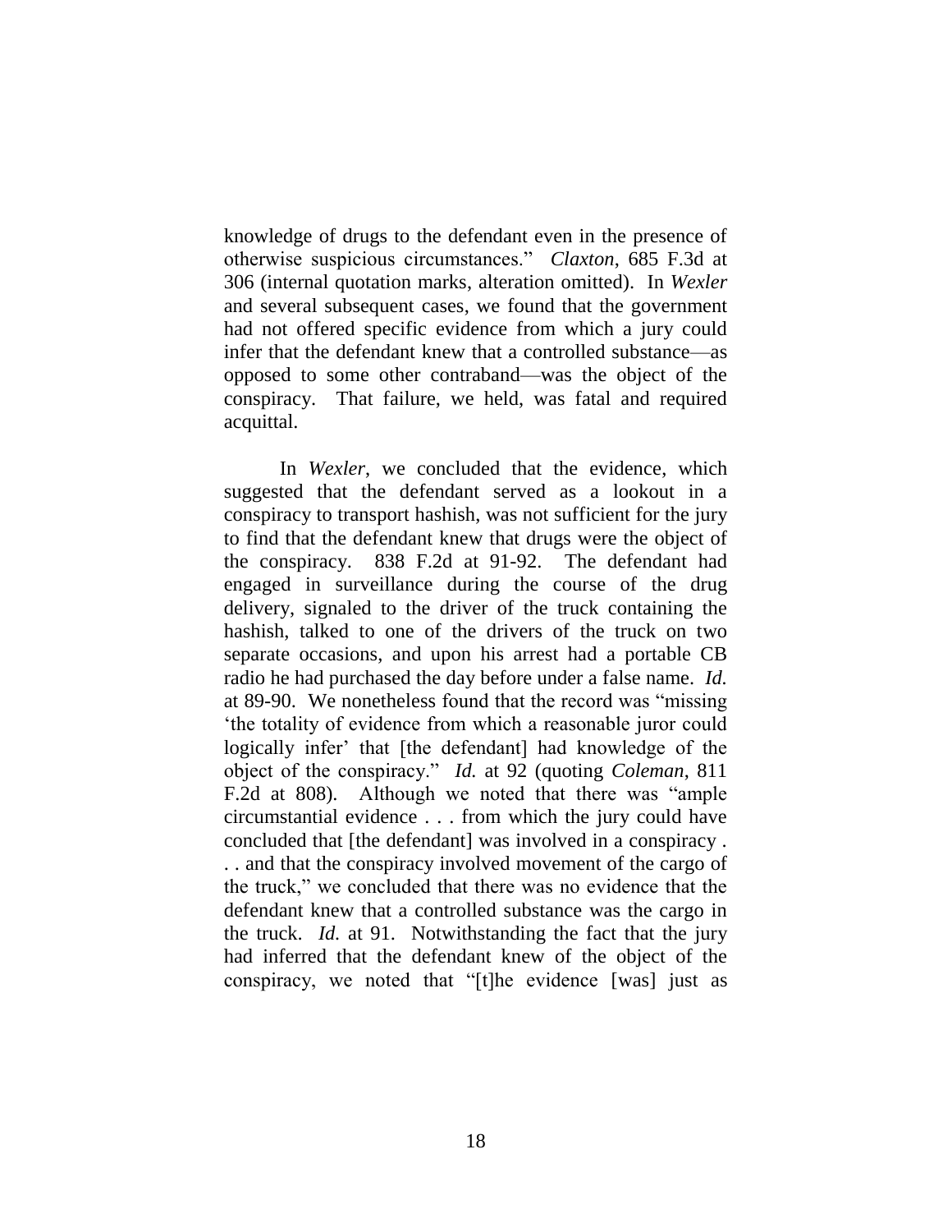knowledge of drugs to the defendant even in the presence of otherwise suspicious circumstances." *Claxton*, 685 F.3d at 306 (internal quotation marks, alteration omitted). In *Wexler* and several subsequent cases, we found that the government had not offered specific evidence from which a jury could infer that the defendant knew that a controlled substance—as opposed to some other contraband—was the object of the conspiracy. That failure, we held, was fatal and required acquittal.

In *Wexler*, we concluded that the evidence, which suggested that the defendant served as a lookout in a conspiracy to transport hashish, was not sufficient for the jury to find that the defendant knew that drugs were the object of the conspiracy. 838 F.2d at 91-92. The defendant had engaged in surveillance during the course of the drug delivery, signaled to the driver of the truck containing the hashish, talked to one of the drivers of the truck on two separate occasions, and upon his arrest had a portable CB radio he had purchased the day before under a false name. *Id.* at 89-90. We nonetheless found that the record was "missing 'the totality of evidence from which a reasonable juror could logically infer' that [the defendant] had knowledge of the object of the conspiracy." *Id.* at 92 (quoting *Coleman*, 811 F.2d at 808). Although we noted that there was "ample circumstantial evidence . . . from which the jury could have concluded that [the defendant] was involved in a conspiracy . . . and that the conspiracy involved movement of the cargo of the truck," we concluded that there was no evidence that the defendant knew that a controlled substance was the cargo in the truck. *Id.* at 91. Notwithstanding the fact that the jury had inferred that the defendant knew of the object of the conspiracy, we noted that "[t]he evidence [was] just as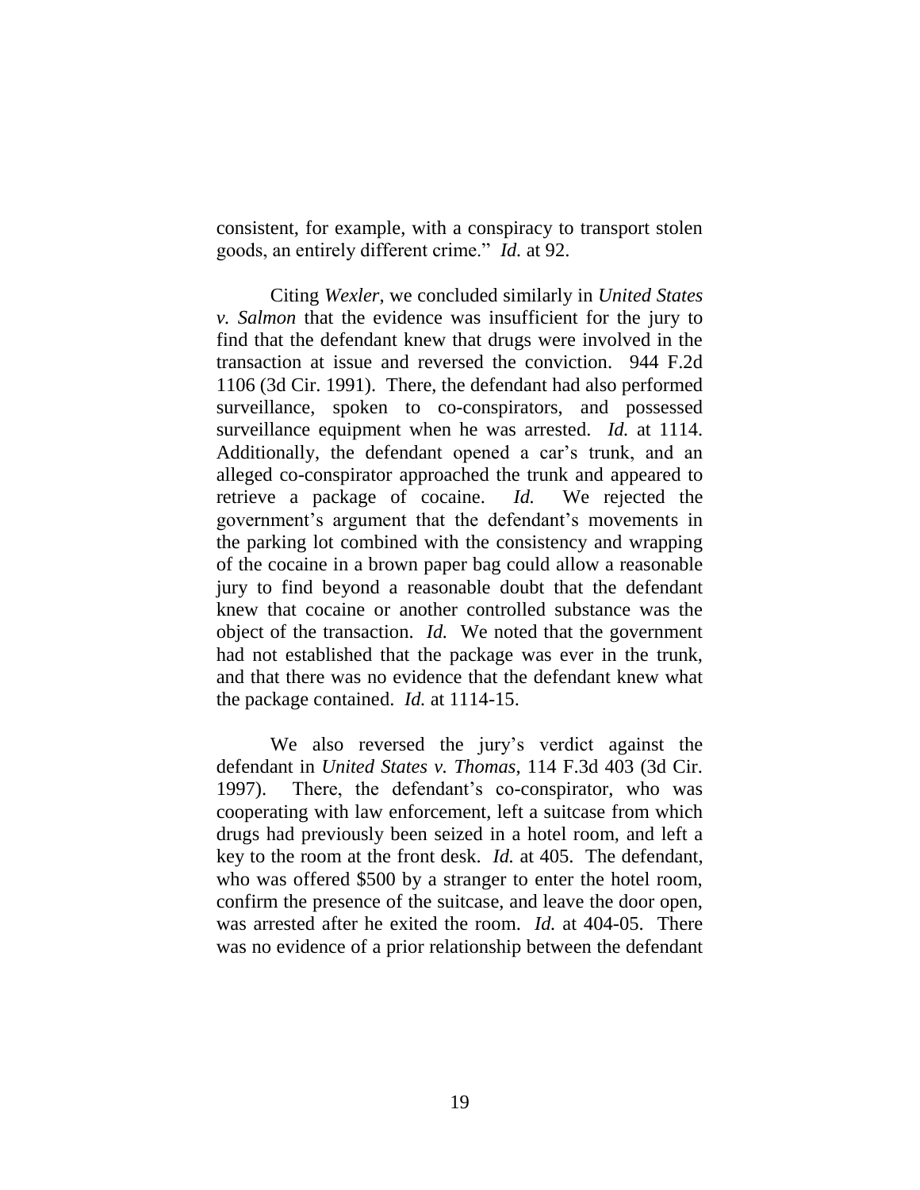consistent, for example, with a conspiracy to transport stolen goods, an entirely different crime." *Id.* at 92.

Citing *Wexler*, we concluded similarly in *United States v. Salmon* that the evidence was insufficient for the jury to find that the defendant knew that drugs were involved in the transaction at issue and reversed the conviction. 944 F.2d 1106 (3d Cir. 1991). There, the defendant had also performed surveillance, spoken to co-conspirators, and possessed surveillance equipment when he was arrested. *Id.* at 1114. Additionally, the defendant opened a car's trunk, and an alleged co-conspirator approached the trunk and appeared to retrieve a package of cocaine. *Id.* We rejected the government's argument that the defendant's movements in the parking lot combined with the consistency and wrapping of the cocaine in a brown paper bag could allow a reasonable jury to find beyond a reasonable doubt that the defendant knew that cocaine or another controlled substance was the object of the transaction. *Id.* We noted that the government had not established that the package was ever in the trunk, and that there was no evidence that the defendant knew what the package contained. *Id.* at 1114-15.

We also reversed the jury's verdict against the defendant in *United States v. Thomas*, 114 F.3d 403 (3d Cir. 1997). There, the defendant's co-conspirator, who was cooperating with law enforcement, left a suitcase from which drugs had previously been seized in a hotel room, and left a key to the room at the front desk. *Id.* at 405. The defendant, who was offered $500 by a stranger to enter the hotel room, confirm the presence of the suitcase, and leave the door open, was arrested after he exited the room. *Id.* at 404-05. There was no evidence of a prior relationship between the defendant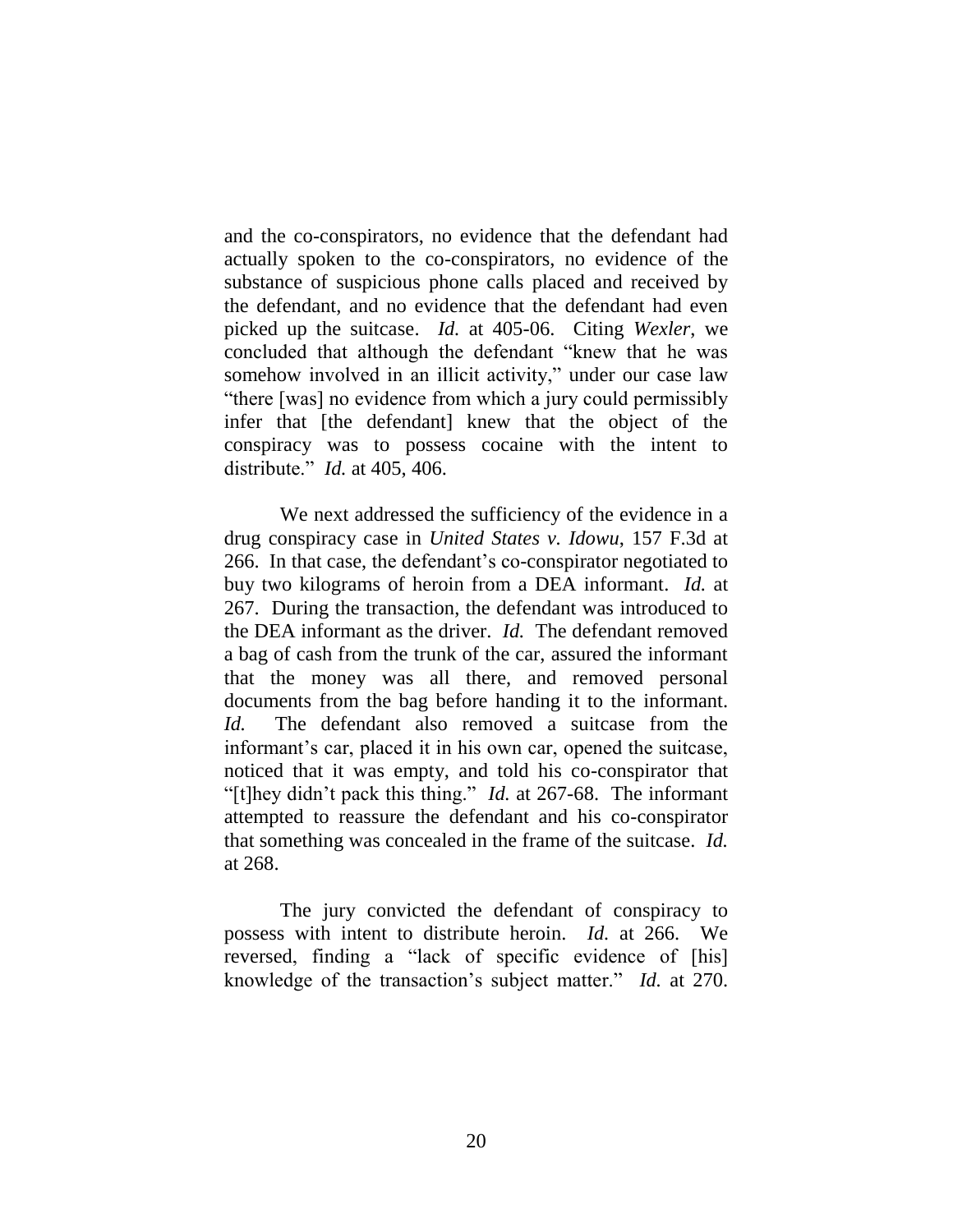and the co-conspirators, no evidence that the defendant had actually spoken to the co-conspirators, no evidence of the substance of suspicious phone calls placed and received by the defendant, and no evidence that the defendant had even picked up the suitcase. *Id.* at 405-06. Citing *Wexler*, we concluded that although the defendant "knew that he was somehow involved in an illicit activity," under our case law "there [was] no evidence from which a jury could permissibly infer that [the defendant] knew that the object of the conspiracy was to possess cocaine with the intent to distribute." *Id.* at 405, 406.

We next addressed the sufficiency of the evidence in a drug conspiracy case in *United States v. Idowu*, 157 F.3d at 266. In that case, the defendant's co-conspirator negotiated to buy two kilograms of heroin from a DEA informant. *Id.* at 267. During the transaction, the defendant was introduced to the DEA informant as the driver. *Id.* The defendant removed a bag of cash from the trunk of the car, assured the informant that the money was all there, and removed personal documents from the bag before handing it to the informant. *Id.* The defendant also removed a suitcase from the informant's car, placed it in his own car, opened the suitcase, noticed that it was empty, and told his co-conspirator that "[t]hey didn't pack this thing." *Id.* at 267-68. The informant attempted to reassure the defendant and his co-conspirator that something was concealed in the frame of the suitcase. *Id.* at 268.

The jury convicted the defendant of conspiracy to possess with intent to distribute heroin. *Id.* at 266. We reversed, finding a "lack of specific evidence of [his] knowledge of the transaction's subject matter." *Id.* at 270.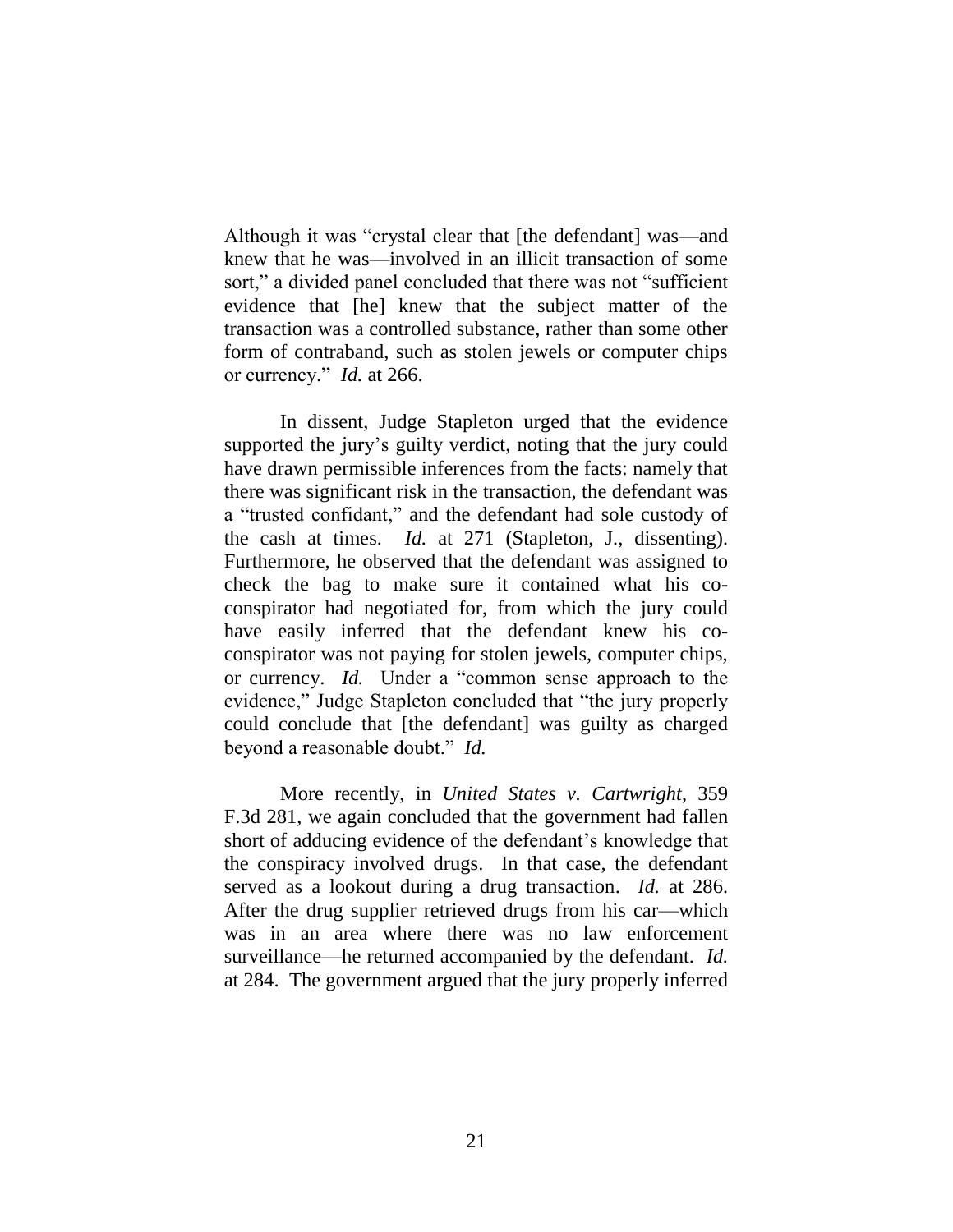Although it was "crystal clear that [the defendant] was—and knew that he was—involved in an illicit transaction of some sort," a divided panel concluded that there was not "sufficient evidence that [he] knew that the subject matter of the transaction was a controlled substance, rather than some other form of contraband, such as stolen jewels or computer chips or currency." *Id.* at 266.

In dissent, Judge Stapleton urged that the evidence supported the jury's guilty verdict, noting that the jury could have drawn permissible inferences from the facts: namely that there was significant risk in the transaction, the defendant was a "trusted confidant," and the defendant had sole custody of the cash at times. *Id.* at 271 (Stapleton, J., dissenting). Furthermore, he observed that the defendant was assigned to check the bag to make sure it contained what his co-conspirator had negotiated for, from which the jury could have easily inferred that the defendant knew his co-conspirator was not paying for stolen jewels, computer chips, or currency. *Id.* Under a "common sense approach to the evidence," Judge Stapleton concluded that "the jury properly could conclude that [the defendant] was guilty as charged beyond a reasonable doubt." *Id.*

More recently, in *United States v. Cartwright*, 359 F.3d 281, we again concluded that the government had fallen short of adducing evidence of the defendant's knowledge that the conspiracy involved drugs. In that case, the defendant served as a lookout during a drug transaction. *Id.* at 286. After the drug supplier retrieved drugs from his car—which was in an area where there was no law enforcement surveillance—he returned accompanied by the defendant. *Id.* at 284. The government argued that the jury properly inferred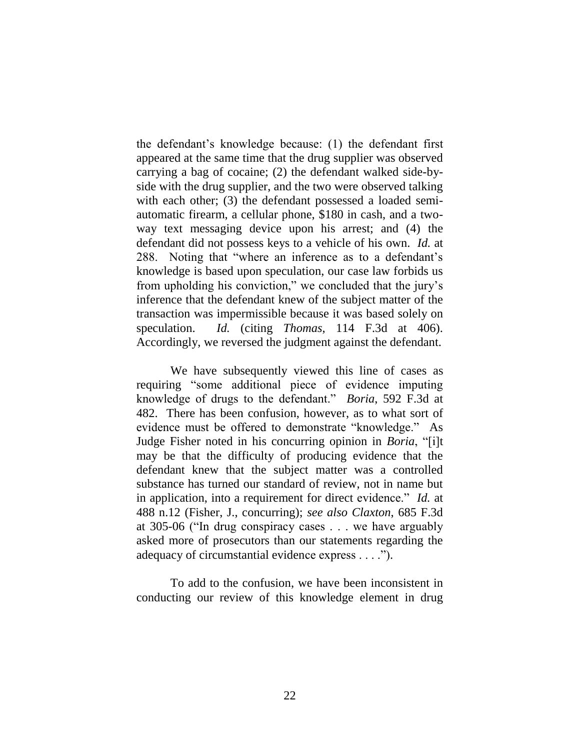the defendant's knowledge because: (1) the defendant first appeared at the same time that the drug supplier was observed carrying a bag of cocaine; (2) the defendant walked side-by-side with the drug supplier, and the two were observed talking with each other; (3) the defendant possessed a loaded semi-automatic firearm, a cellular phone, $180 in cash, and a two-way text messaging device upon his arrest; and (4) the defendant did not possess keys to a vehicle of his own. *Id.* at 288. Noting that "where an inference as to a defendant's knowledge is based upon speculation, our case law forbids us from upholding his conviction," we concluded that the jury's inference that the defendant knew of the subject matter of the transaction was impermissible because it was based solely on speculation. *Id.* (citing *Thomas*, 114 F.3d at 406). Accordingly, we reversed the judgment against the defendant.

We have subsequently viewed this line of cases as requiring "some additional piece of evidence imputing knowledge of drugs to the defendant." *Boria*, 592 F.3d at 482. There has been confusion, however, as to what sort of evidence must be offered to demonstrate "knowledge." As Judge Fisher noted in his concurring opinion in *Boria*, "[i]t may be that the difficulty of producing evidence that the defendant knew that the subject matter was a controlled substance has turned our standard of review, not in name but in application, into a requirement for direct evidence." *Id.* at 488 n.12 (Fisher, J., concurring); *see also Claxton*, 685 F.3d at 305-06 ("In drug conspiracy cases . . . we have arguably asked more of prosecutors than our statements regarding the adequacy of circumstantial evidence express . . . .").

To add to the confusion, we have been inconsistent in conducting our review of this knowledge element in drug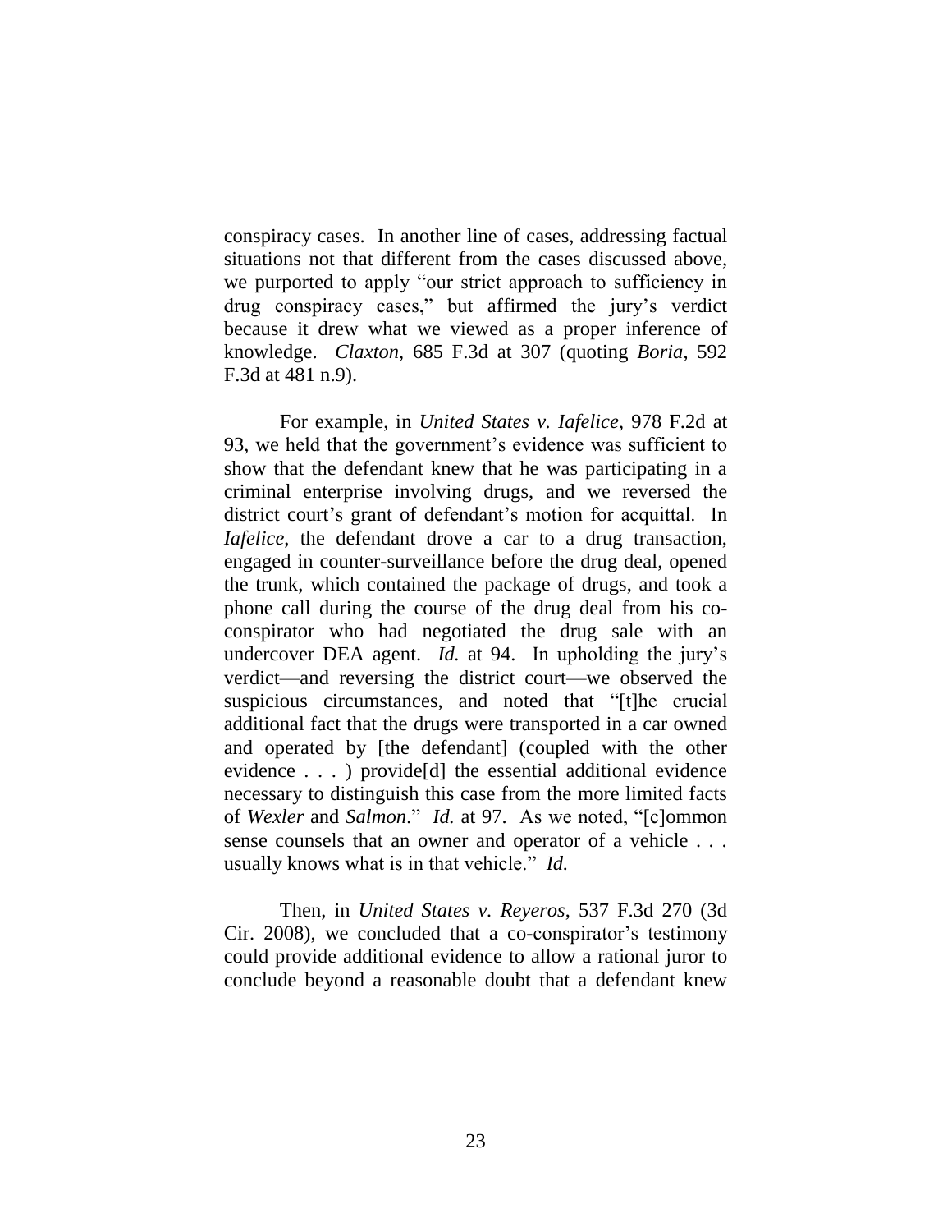conspiracy cases. In another line of cases, addressing factual situations not that different from the cases discussed above, we purported to apply "our strict approach to sufficiency in drug conspiracy cases," but affirmed the jury's verdict because it drew what we viewed as a proper inference of knowledge. *Claxton*, 685 F.3d at 307 (quoting *Boria*, 592 F.3d at 481 n.9).

For example, in *United States v. Iafelice*, 978 F.2d at 93, we held that the government's evidence was sufficient to show that the defendant knew that he was participating in a criminal enterprise involving drugs, and we reversed the district court's grant of defendant's motion for acquittal. In *Iafelice*, the defendant drove a car to a drug transaction, engaged in counter-surveillance before the drug deal, opened the trunk, which contained the package of drugs, and took a phone call during the course of the drug deal from his co-conspirator who had negotiated the drug sale with an undercover DEA agent. *Id.* at 94. In upholding the jury's verdict—and reversing the district court—we observed the suspicious circumstances, and noted that "[t]he crucial additional fact that the drugs were transported in a car owned and operated by [the defendant] (coupled with the other evidence . . . ) provide[d] the essential additional evidence necessary to distinguish this case from the more limited facts of *Wexler* and *Salmon*." *Id.* at 97. As we noted, "[c]ommon sense counsels that an owner and operator of a vehicle . . . usually knows what is in that vehicle." *Id.*

Then, in *United States v. Reyeros*, 537 F.3d 270 (3d Cir. 2008), we concluded that a co-conspirator's testimony could provide additional evidence to allow a rational juror to conclude beyond a reasonable doubt that a defendant knew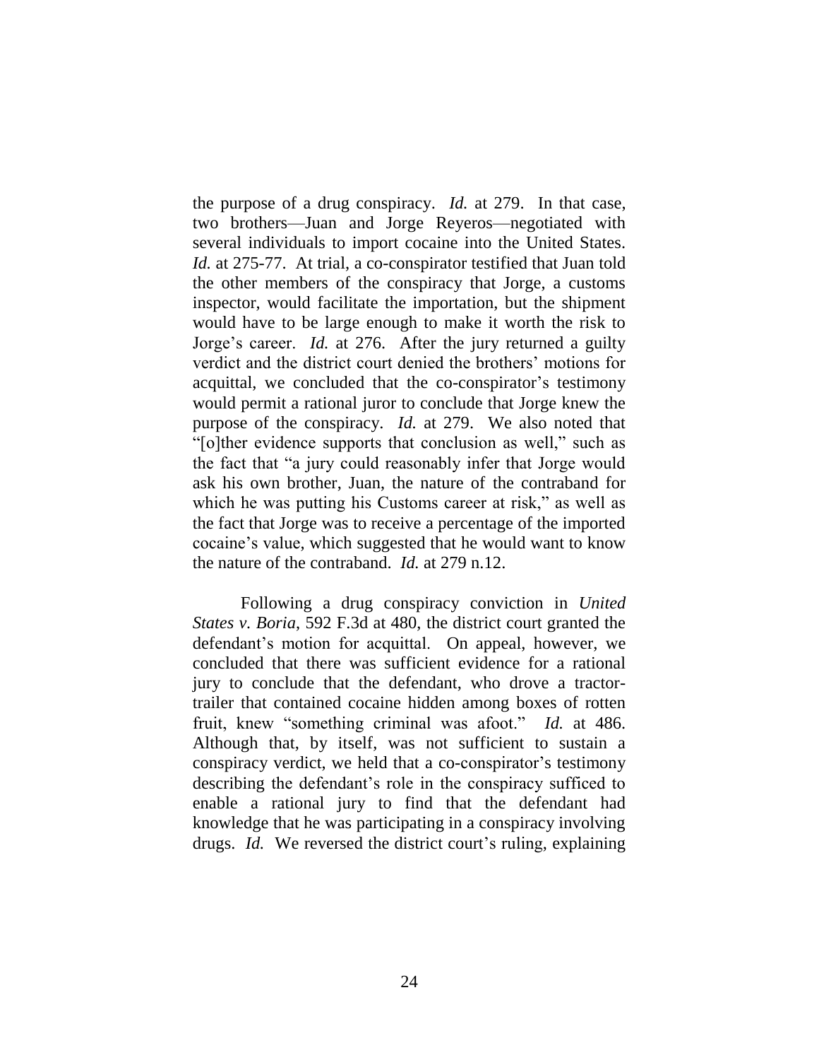the purpose of a drug conspiracy. *Id.* at 279. In that case, two brothers—Juan and Jorge Reyeros—negotiated with several individuals to import cocaine into the United States. *Id.* at 275-77. At trial, a co-conspirator testified that Juan told the other members of the conspiracy that Jorge, a customs inspector, would facilitate the importation, but the shipment would have to be large enough to make it worth the risk to Jorge's career. *Id.* at 276. After the jury returned a guilty verdict and the district court denied the brothers' motions for acquittal, we concluded that the co-conspirator's testimony would permit a rational juror to conclude that Jorge knew the purpose of the conspiracy. *Id.* at 279. We also noted that "[o]ther evidence supports that conclusion as well," such as the fact that "a jury could reasonably infer that Jorge would ask his own brother, Juan, the nature of the contraband for which he was putting his Customs career at risk," as well as the fact that Jorge was to receive a percentage of the imported cocaine's value, which suggested that he would want to know the nature of the contraband. *Id.* at 279 n.12.

Following a drug conspiracy conviction in *United States v. Boria*, 592 F.3d at 480, the district court granted the defendant's motion for acquittal. On appeal, however, we concluded that there was sufficient evidence for a rational jury to conclude that the defendant, who drove a tractor-trailer that contained cocaine hidden among boxes of rotten fruit, knew "something criminal was afoot." *Id.* at 486. Although that, by itself, was not sufficient to sustain a conspiracy verdict, we held that a co-conspirator's testimony describing the defendant's role in the conspiracy sufficed to enable a rational jury to find that the defendant had knowledge that he was participating in a conspiracy involving drugs. *Id.* We reversed the district court's ruling, explaining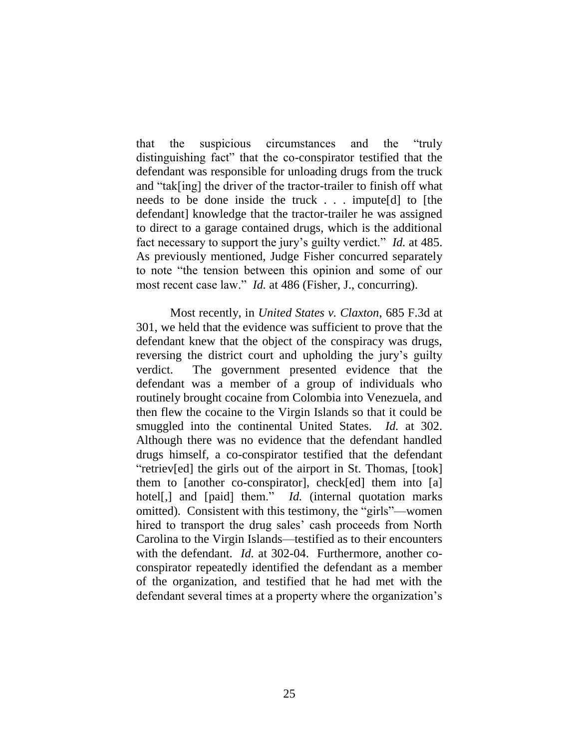that the suspicious circumstances and the "truly distinguishing fact" that the co-conspirator testified that the defendant was responsible for unloading drugs from the truck and "tak[ing] the driver of the tractor-trailer to finish off what needs to be done inside the truck . . . impute[d] to [the defendant] knowledge that the tractor-trailer he was assigned to direct to a garage contained drugs, which is the additional fact necessary to support the jury's guilty verdict." *Id.* at 485. As previously mentioned, Judge Fisher concurred separately to note "the tension between this opinion and some of our most recent case law." *Id.* at 486 (Fisher, J., concurring).

Most recently, in *United States v. Claxton*, 685 F.3d at 301, we held that the evidence was sufficient to prove that the defendant knew that the object of the conspiracy was drugs, reversing the district court and upholding the jury's guilty verdict. The government presented evidence that the defendant was a member of a group of individuals who routinely brought cocaine from Colombia into Venezuela, and then flew the cocaine to the Virgin Islands so that it could be smuggled into the continental United States. *Id.* at 302. Although there was no evidence that the defendant handled drugs himself, a co-conspirator testified that the defendant "retriev[ed] the girls out of the airport in St. Thomas, [took] them to [another co-conspirator], check[ed] them into [a] hotel[,] and [paid] them." *Id.* (internal quotation marks omitted). Consistent with this testimony, the "girls"—women hired to transport the drug sales' cash proceeds from North Carolina to the Virgin Islands—testified as to their encounters with the defendant. *Id.* at 302-04. Furthermore, another co-conspirator repeatedly identified the defendant as a member of the organization, and testified that he had met with the defendant several times at a property where the organization's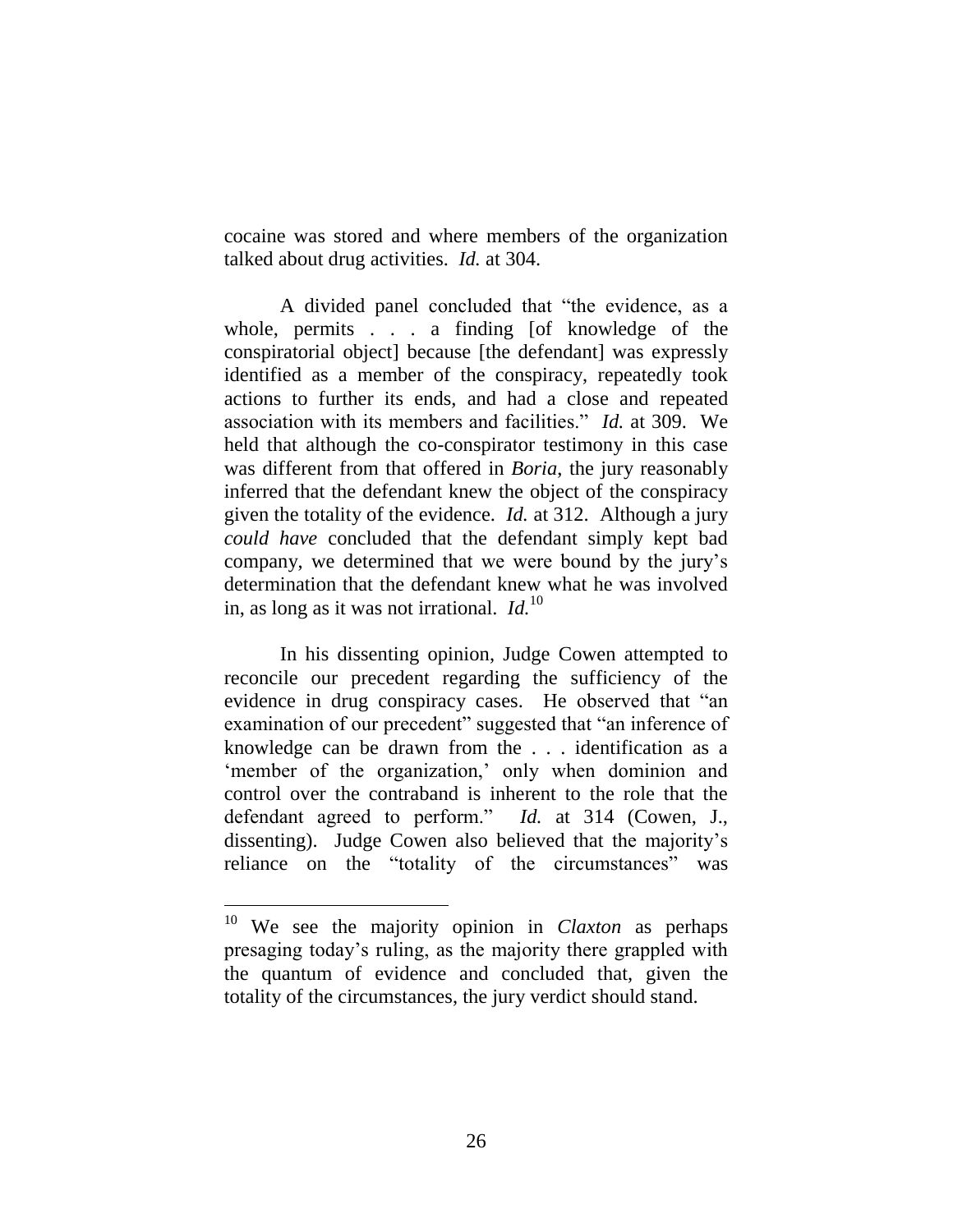cocaine was stored and where members of the organization talked about drug activities. *Id.* at 304.

A divided panel concluded that "the evidence, as a whole, permits . . . a finding [of knowledge of the conspiratorial object] because [the defendant] was expressly identified as a member of the conspiracy, repeatedly took actions to further its ends, and had a close and repeated association with its members and facilities." *Id.* at 309. We held that although the co-conspirator testimony in this case was different from that offered in *Boria*, the jury reasonably inferred that the defendant knew the object of the conspiracy given the totality of the evidence. *Id.* at 312. Although a jury *could have* concluded that the defendant simply kept bad company, we determined that we were bound by the jury's determination that the defendant knew what he was involved in, as long as it was not irrational. *Id.*[10]

In his dissenting opinion, Judge Cowen attempted to reconcile our precedent regarding the sufficiency of the evidence in drug conspiracy cases. He observed that "an examination of our precedent" suggested that "an inference of knowledge can be drawn from the . . . identification as a 'member of the organization,' only when dominion and control over the contraband is inherent to the role that the defendant agreed to perform." *Id.* at 314 (Cowen, J., dissenting). Judge Cowen also believed that the majority's reliance on the "totality of the circumstances" was

---

[10] We see the majority opinion in *Claxton* as perhaps presaging today's ruling, as the majority there grappled with the quantum of evidence and concluded that, given the totality of the circumstances, the jury verdict should stand.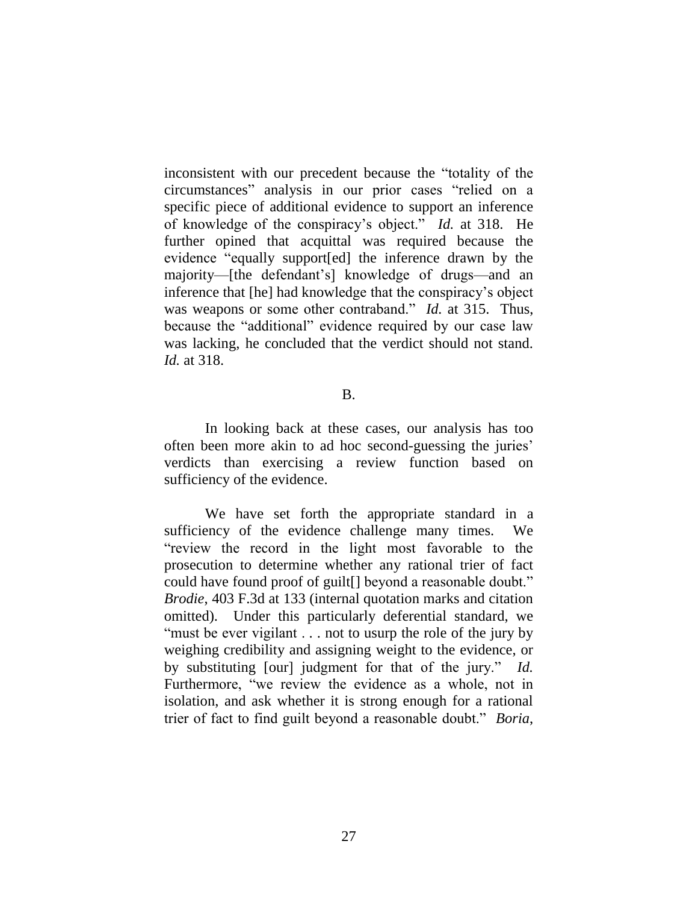inconsistent with our precedent because the "totality of the circumstances" analysis in our prior cases "relied on a specific piece of additional evidence to support an inference of knowledge of the conspiracy's object." *Id.* at 318. He further opined that acquittal was required because the evidence "equally support[ed] the inference drawn by the majority—[the defendant's] knowledge of drugs—and an inference that [he] had knowledge that the conspiracy's object was weapons or some other contraband." *Id.* at 315. Thus, because the "additional" evidence required by our case law was lacking, he concluded that the verdict should not stand. *Id.* at 318.

B.

In looking back at these cases, our analysis has too often been more akin to ad hoc second-guessing the juries' verdicts than exercising a review function based on sufficiency of the evidence.

We have set forth the appropriate standard in a sufficiency of the evidence challenge many times. We "review the record in the light most favorable to the prosecution to determine whether any rational trier of fact could have found proof of guilt[] beyond a reasonable doubt." *Brodie*, 403 F.3d at 133 (internal quotation marks and citation omitted). Under this particularly deferential standard, we "must be ever vigilant . . . not to usurp the role of the jury by weighing credibility and assigning weight to the evidence, or by substituting [our] judgment for that of the jury." *Id.* Furthermore, "we review the evidence as a whole, not in isolation, and ask whether it is strong enough for a rational trier of fact to find guilt beyond a reasonable doubt." *Boria*,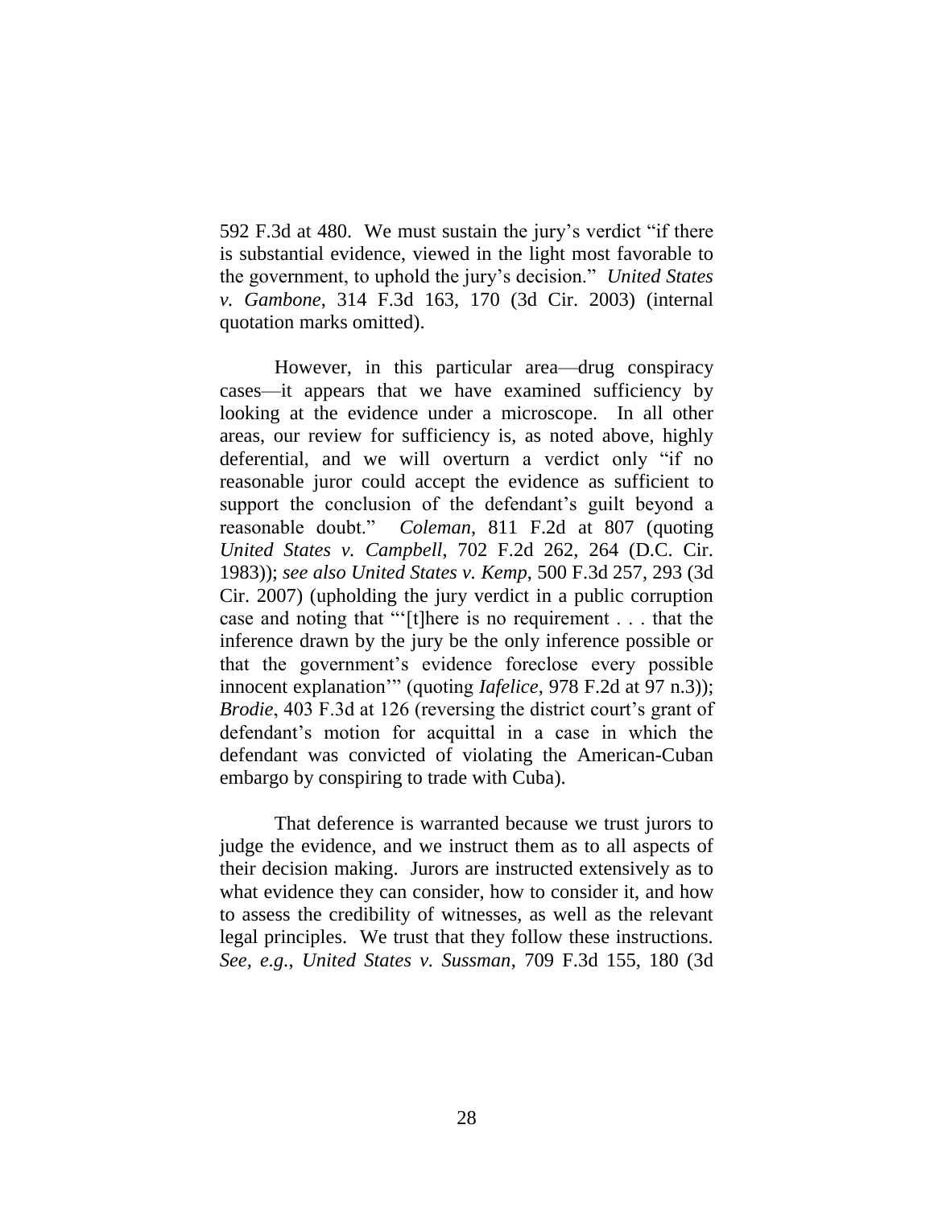592 F.3d at 480. We must sustain the jury's verdict "if there is substantial evidence, viewed in the light most favorable to the government, to uphold the jury's decision." *United States v. Gambone*, 314 F.3d 163, 170 (3d Cir. 2003) (internal quotation marks omitted).

However, in this particular area—drug conspiracy cases—it appears that we have examined sufficiency by looking at the evidence under a microscope. In all other areas, our review for sufficiency is, as noted above, highly deferential, and we will overturn a verdict only "if no reasonable juror could accept the evidence as sufficient to support the conclusion of the defendant's guilt beyond a reasonable doubt." *Coleman*, 811 F.2d at 807 (quoting *United States v. Campbell*, 702 F.2d 262, 264 (D.C. Cir. 1983)); *see also United States v. Kemp*, 500 F.3d 257, 293 (3d Cir. 2007) (upholding the jury verdict in a public corruption case and noting that "'[t]here is no requirement . . . that the inference drawn by the jury be the only inference possible or that the government's evidence foreclose every possible innocent explanation'" (quoting *Iafelice*, 978 F.2d at 97 n.3)); *Brodie*, 403 F.3d at 126 (reversing the district court's grant of defendant's motion for acquittal in a case in which the defendant was convicted of violating the American-Cuban embargo by conspiring to trade with Cuba).

That deference is warranted because we trust jurors to judge the evidence, and we instruct them as to all aspects of their decision making. Jurors are instructed extensively as to what evidence they can consider, how to consider it, and how to assess the credibility of witnesses, as well as the relevant legal principles. We trust that they follow these instructions. *See, e.g.*, *United States v. Sussman*, 709 F.3d 155, 180 (3d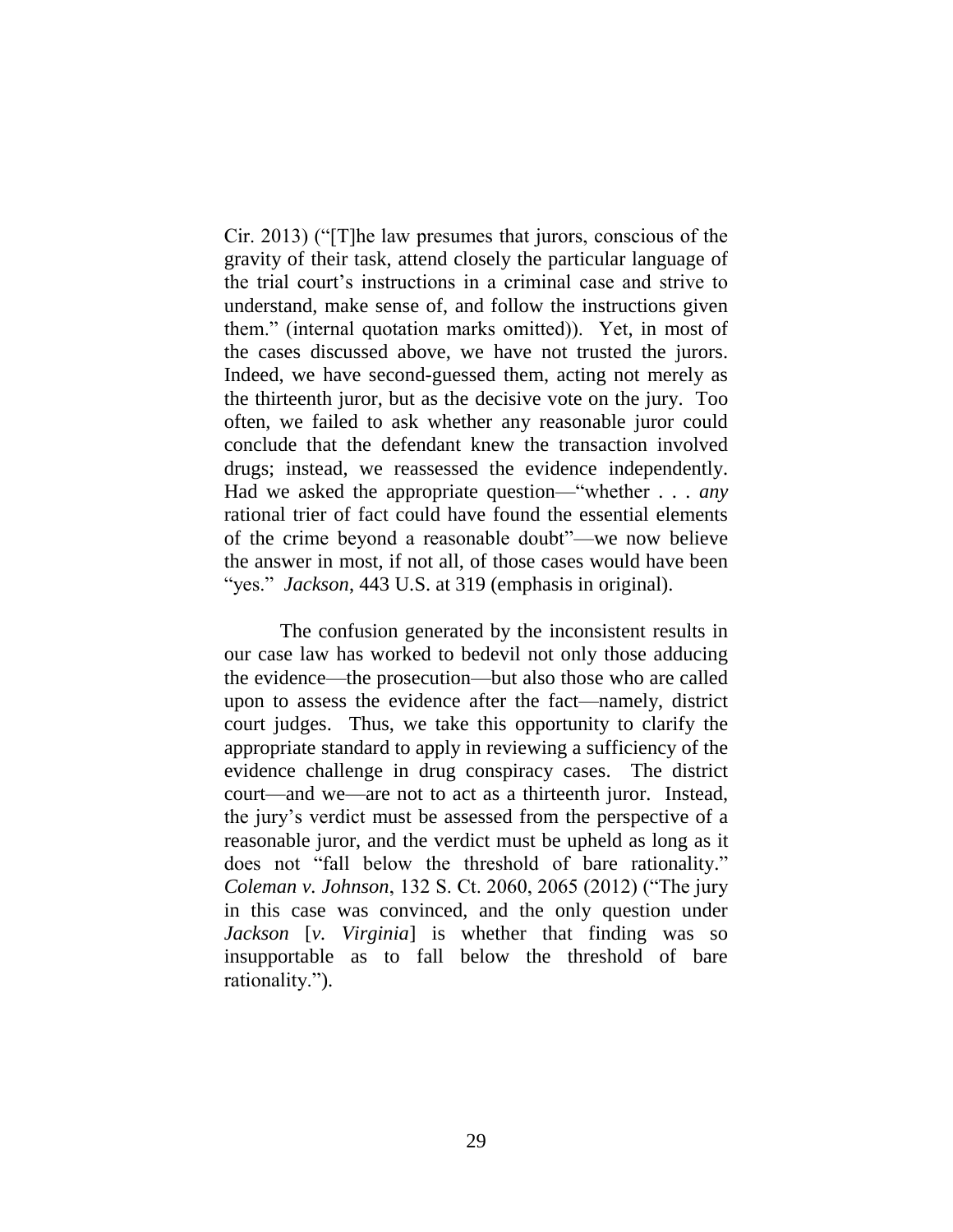Cir. 2013) ("[T]he law presumes that jurors, conscious of the gravity of their task, attend closely the particular language of the trial court's instructions in a criminal case and strive to understand, make sense of, and follow the instructions given them." (internal quotation marks omitted)). Yet, in most of the cases discussed above, we have not trusted the jurors. Indeed, we have second-guessed them, acting not merely as the thirteenth juror, but as the decisive vote on the jury. Too often, we failed to ask whether any reasonable juror could conclude that the defendant knew the transaction involved drugs; instead, we reassessed the evidence independently. Had we asked the appropriate question—"whether . . . *any* rational trier of fact could have found the essential elements of the crime beyond a reasonable doubt"—we now believe the answer in most, if not all, of those cases would have been "yes." *Jackson*, 443 U.S. at 319 (emphasis in original).

The confusion generated by the inconsistent results in our case law has worked to bedevil not only those adducing the evidence—the prosecution—but also those who are called upon to assess the evidence after the fact—namely, district court judges. Thus, we take this opportunity to clarify the appropriate standard to apply in reviewing a sufficiency of the evidence challenge in drug conspiracy cases. The district court—and we—are not to act as a thirteenth juror. Instead, the jury's verdict must be assessed from the perspective of a reasonable juror, and the verdict must be upheld as long as it does not "fall below the threshold of bare rationality." *Coleman v. Johnson*, 132 S. Ct. 2060, 2065 (2012) ("The jury in this case was convinced, and the only question under *Jackson* [*v. Virginia*] is whether that finding was so insupportable as to fall below the threshold of bare rationality.").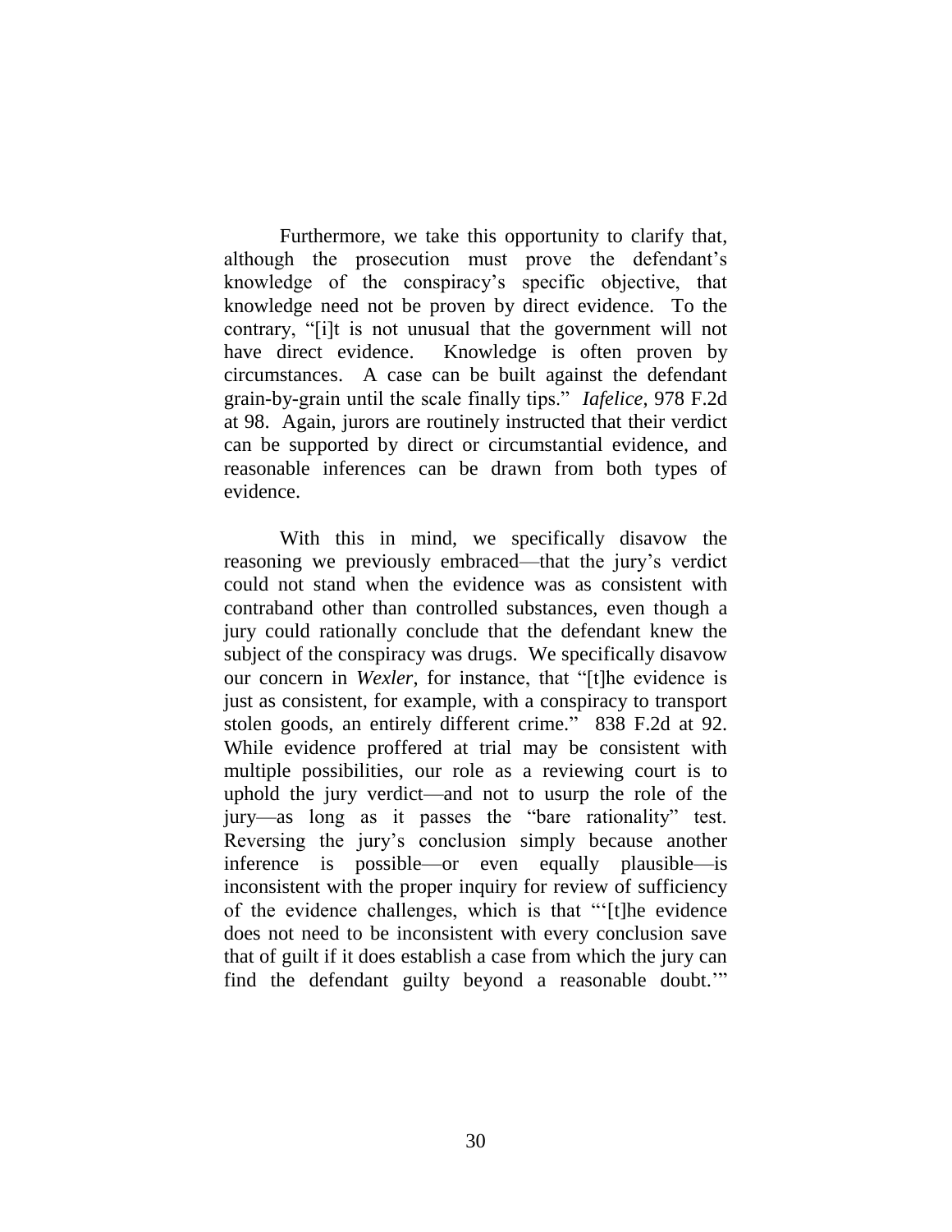Furthermore, we take this opportunity to clarify that, although the prosecution must prove the defendant's knowledge of the conspiracy's specific objective, that knowledge need not be proven by direct evidence. To the contrary, "[i]t is not unusual that the government will not have direct evidence. Knowledge is often proven by circumstances. A case can be built against the defendant grain-by-grain until the scale finally tips." *Iafelice*, 978 F.2d at 98. Again, jurors are routinely instructed that their verdict can be supported by direct or circumstantial evidence, and reasonable inferences can be drawn from both types of evidence.

With this in mind, we specifically disavow the reasoning we previously embraced—that the jury's verdict could not stand when the evidence was as consistent with contraband other than controlled substances, even though a jury could rationally conclude that the defendant knew the subject of the conspiracy was drugs. We specifically disavow our concern in *Wexler*, for instance, that "[t]he evidence is just as consistent, for example, with a conspiracy to transport stolen goods, an entirely different crime." 838 F.2d at 92. While evidence proffered at trial may be consistent with multiple possibilities, our role as a reviewing court is to uphold the jury verdict—and not to usurp the role of the jury—as long as it passes the "bare rationality" test. Reversing the jury's conclusion simply because another inference is possible—or even equally plausible—is inconsistent with the proper inquiry for review of sufficiency of the evidence challenges, which is that "'[t]he evidence does not need to be inconsistent with every conclusion save that of guilt if it does establish a case from which the jury can find the defendant guilty beyond a reasonable doubt.'"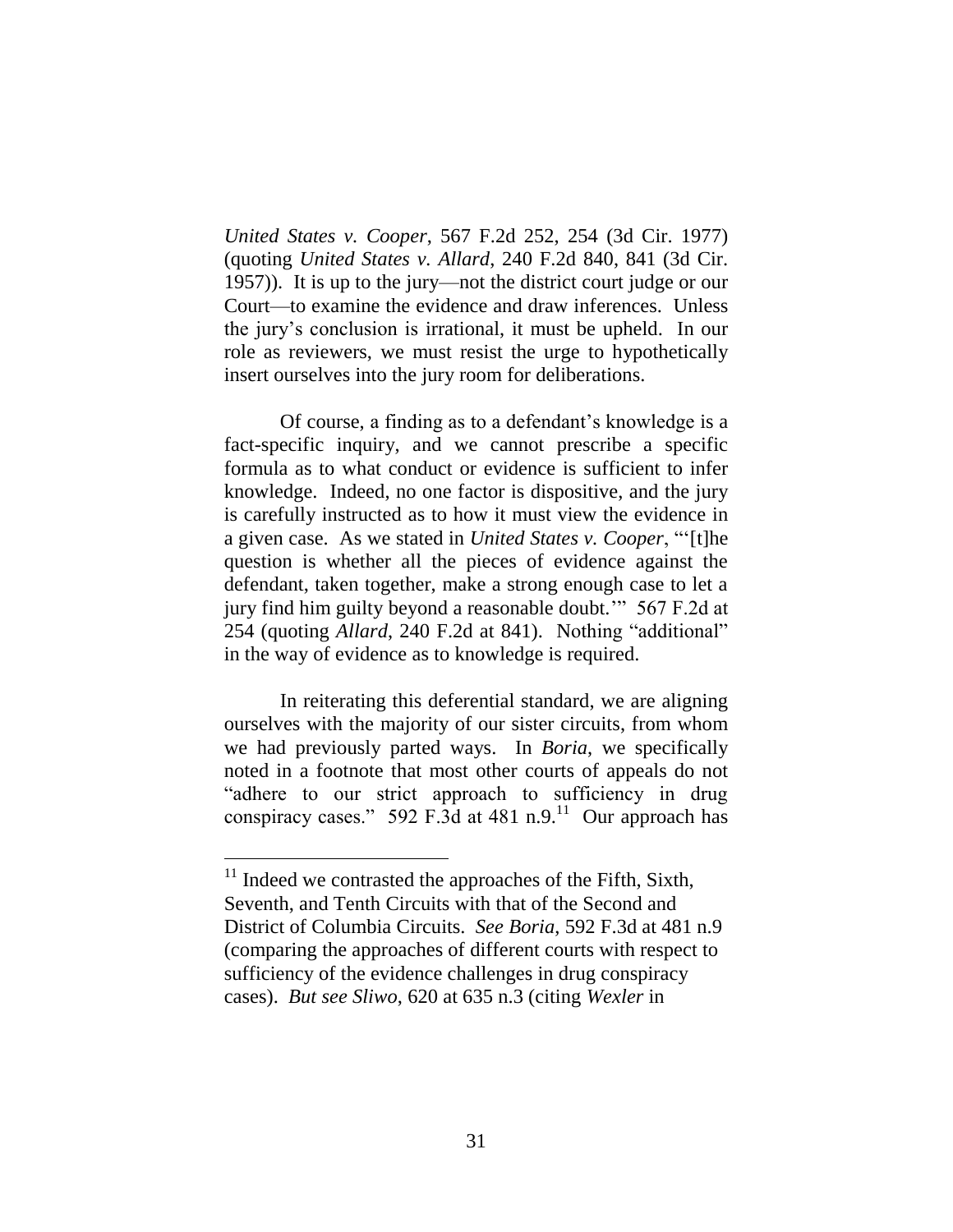*United States v. Cooper*, 567 F.2d 252, 254 (3d Cir. 1977) (quoting *United States v. Allard*, 240 F.2d 840, 841 (3d Cir. 1957)). It is up to the jury—not the district court judge or our Court—to examine the evidence and draw inferences. Unless the jury's conclusion is irrational, it must be upheld. In our role as reviewers, we must resist the urge to hypothetically insert ourselves into the jury room for deliberations.

Of course, a finding as to a defendant's knowledge is a fact-specific inquiry, and we cannot prescribe a specific formula as to what conduct or evidence is sufficient to infer knowledge. Indeed, no one factor is dispositive, and the jury is carefully instructed as to how it must view the evidence in a given case. As we stated in *United States v. Cooper*, "'[t]he question is whether all the pieces of evidence against the defendant, taken together, make a strong enough case to let a jury find him guilty beyond a reasonable doubt.'" 567 F.2d at 254 (quoting *Allard*, 240 F.2d at 841). Nothing "additional" in the way of evidence as to knowledge is required.

In reiterating this deferential standard, we are aligning ourselves with the majority of our sister circuits, from whom we had previously parted ways. In *Boria*, we specifically noted in a footnote that most other courts of appeals do not "adhere to our strict approach to sufficiency in drug conspiracy cases." 592 F.3d at 481 n.9.[11] Our approach has

---

[11] Indeed we contrasted the approaches of the Fifth, Sixth, Seventh, and Tenth Circuits with that of the Second and District of Columbia Circuits. *See Boria*, 592 F.3d at 481 n.9 (comparing the approaches of different courts with respect to sufficiency of the evidence challenges in drug conspiracy cases). *But see Sliwo*, 620 at 635 n.3 (citing *Wexler* in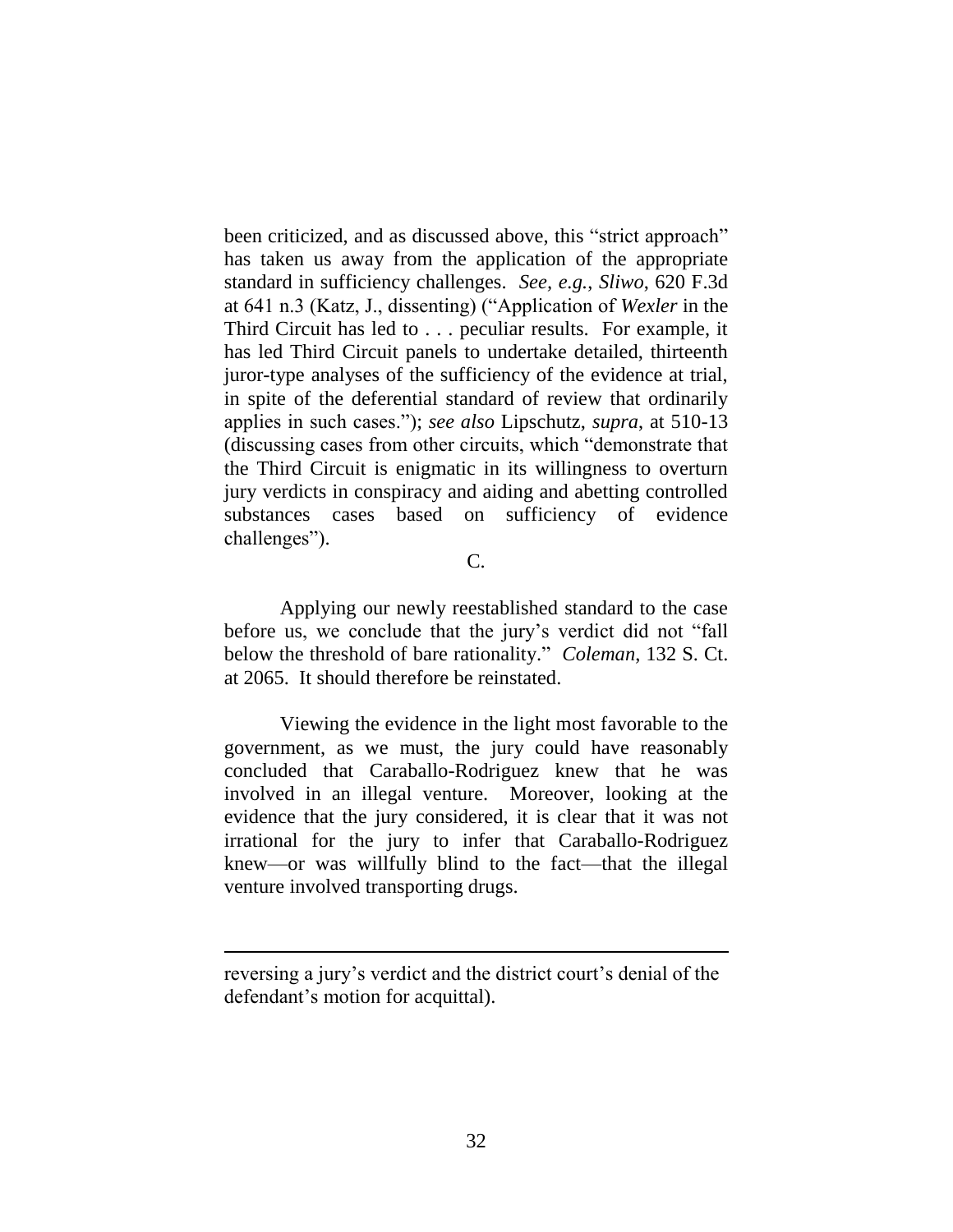been criticized, and as discussed above, this "strict approach" has taken us away from the application of the appropriate standard in sufficiency challenges. *See, e.g.*, *Sliwo*, 620 F.3d at 641 n.3 (Katz, J., dissenting) ("Application of *Wexler* in the Third Circuit has led to . . . peculiar results. For example, it has led Third Circuit panels to undertake detailed, thirteenth juror-type analyses of the sufficiency of the evidence at trial, in spite of the deferential standard of review that ordinarily applies in such cases."); *see also* Lipschutz, *supra*, at 510-13 (discussing cases from other circuits, which "demonstrate that the Third Circuit is enigmatic in its willingness to overturn jury verdicts in conspiracy and aiding and abetting controlled substances cases based on sufficiency of evidence challenges").

C.

Applying our newly reestablished standard to the case before us, we conclude that the jury's verdict did not "fall below the threshold of bare rationality." *Coleman*, 132 S. Ct. at 2065. It should therefore be reinstated.

Viewing the evidence in the light most favorable to the government, as we must, the jury could have reasonably concluded that Caraballo-Rodriguez knew that he was involved in an illegal venture. Moreover, looking at the evidence that the jury considered, it is clear that it was not irrational for the jury to infer that Caraballo-Rodriguez knew—or was willfully blind to the fact—that the illegal venture involved transporting drugs.

---

reversing a jury's verdict and the district court's denial of the defendant's motion for acquittal).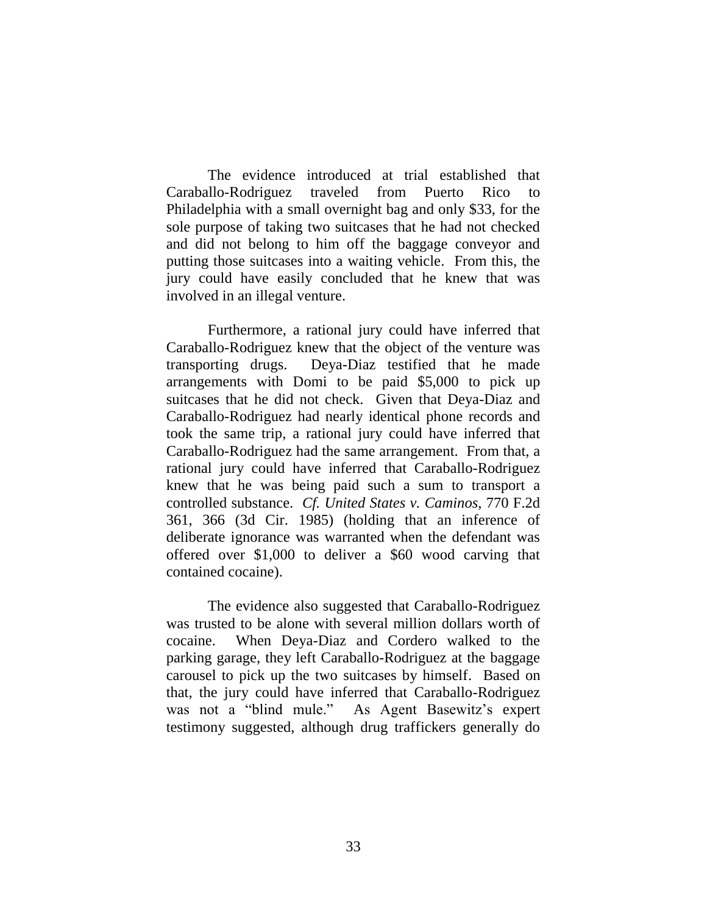The evidence introduced at trial established that Caraballo-Rodriguez traveled from Puerto Rico to Philadelphia with a small overnight bag and only $33, for the sole purpose of taking two suitcases that he had not checked and did not belong to him off the baggage conveyor and putting those suitcases into a waiting vehicle. From this, the jury could have easily concluded that he knew that was involved in an illegal venture.

Furthermore, a rational jury could have inferred that Caraballo-Rodriguez knew that the object of the venture was transporting drugs. Deya-Diaz testified that he made arrangements with Domi to be paid $5,000 to pick up suitcases that he did not check. Given that Deya-Diaz and Caraballo-Rodriguez had nearly identical phone records and took the same trip, a rational jury could have inferred that Caraballo-Rodriguez had the same arrangement. From that, a rational jury could have inferred that Caraballo-Rodriguez knew that he was being paid such a sum to transport a controlled substance. *Cf. United States v. Caminos*, 770 F.2d 361, 366 (3d Cir. 1985) (holding that an inference of deliberate ignorance was warranted when the defendant was offered over $1,000 to deliver a $60 wood carving that contained cocaine).

The evidence also suggested that Caraballo-Rodriguez was trusted to be alone with several million dollars worth of cocaine. When Deya-Diaz and Cordero walked to the parking garage, they left Caraballo-Rodriguez at the baggage carousel to pick up the two suitcases by himself. Based on that, the jury could have inferred that Caraballo-Rodriguez was not a "blind mule." As Agent Basewitz's expert testimony suggested, although drug traffickers generally do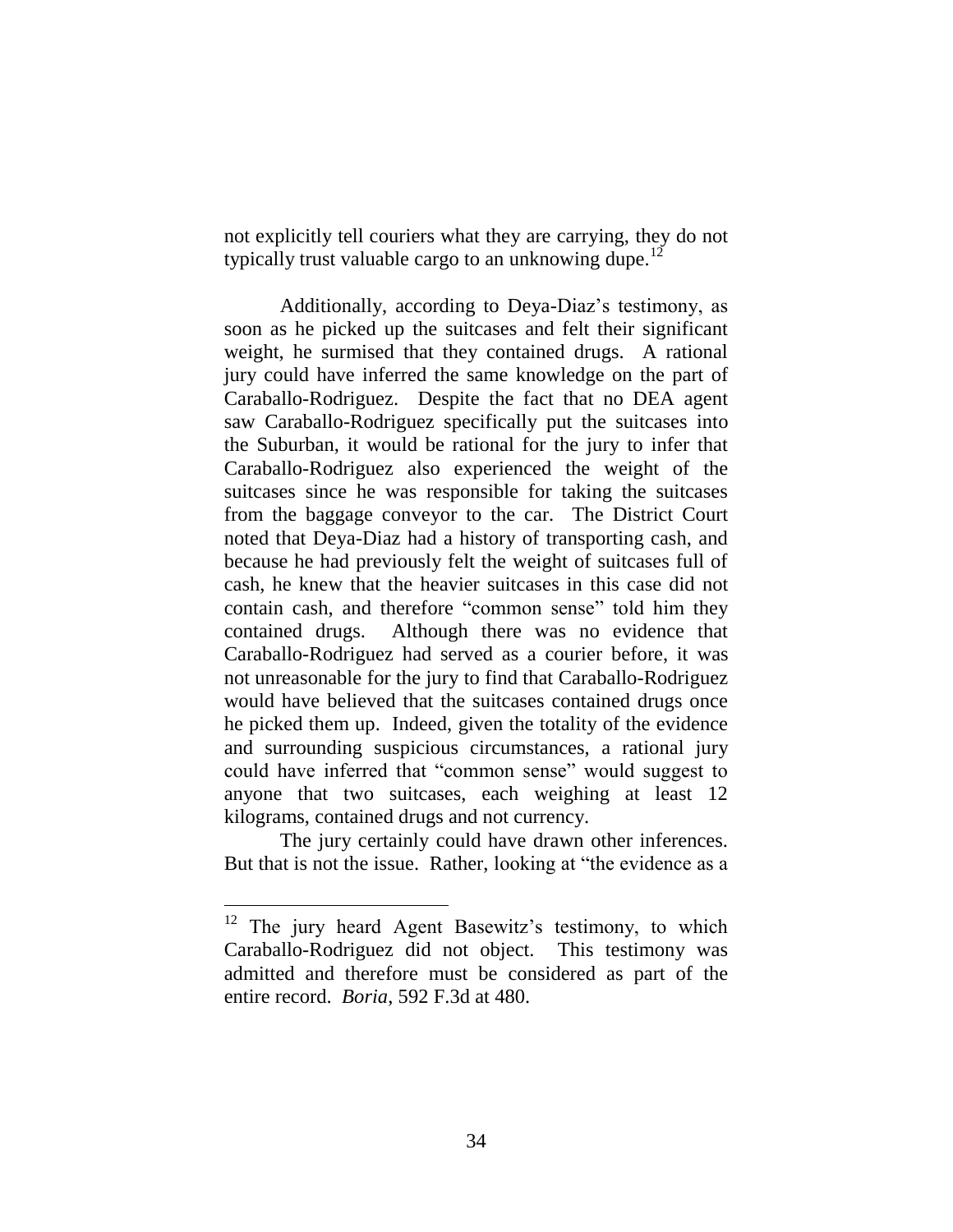not explicitly tell couriers what they are carrying, they do not typically trust valuable cargo to an unknowing dupe.[12]

Additionally, according to Deya-Diaz's testimony, as soon as he picked up the suitcases and felt their significant weight, he surmised that they contained drugs. A rational jury could have inferred the same knowledge on the part of Caraballo-Rodriguez. Despite the fact that no DEA agent saw Caraballo-Rodriguez specifically put the suitcases into the Suburban, it would be rational for the jury to infer that Caraballo-Rodriguez also experienced the weight of the suitcases since he was responsible for taking the suitcases from the baggage conveyor to the car. The District Court noted that Deya-Diaz had a history of transporting cash, and because he had previously felt the weight of suitcases full of cash, he knew that the heavier suitcases in this case did not contain cash, and therefore "common sense" told him they contained drugs. Although there was no evidence that Caraballo-Rodriguez had served as a courier before, it was not unreasonable for the jury to find that Caraballo-Rodriguez would have believed that the suitcases contained drugs once he picked them up. Indeed, given the totality of the evidence and surrounding suspicious circumstances, a rational jury could have inferred that "common sense" would suggest to anyone that two suitcases, each weighing at least 12 kilograms, contained drugs and not currency.

The jury certainly could have drawn other inferences. But that is not the issue. Rather, looking at "the evidence as a

---

[12] The jury heard Agent Basewitz's testimony, to which Caraballo-Rodriguez did not object. This testimony was admitted and therefore must be considered as part of the entire record. *Boria*, 592 F.3d at 480.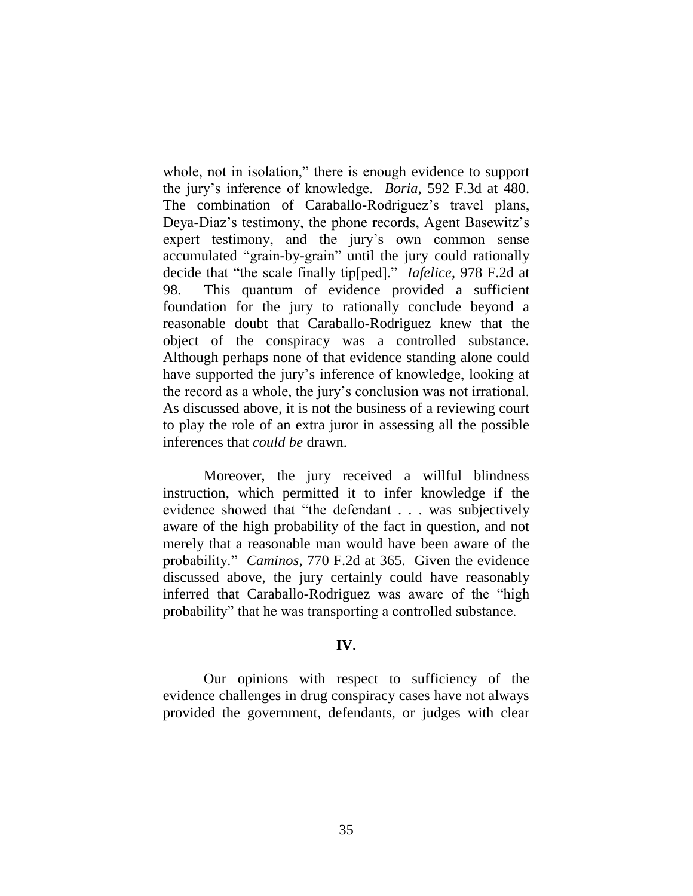whole, not in isolation," there is enough evidence to support the jury's inference of knowledge. *Boria*, 592 F.3d at 480. The combination of Caraballo-Rodriguez's travel plans, Deya-Diaz's testimony, the phone records, Agent Basewitz's expert testimony, and the jury's own common sense accumulated "grain-by-grain" until the jury could rationally decide that "the scale finally tip[ped]." *Iafelice*, 978 F.2d at 98. This quantum of evidence provided a sufficient foundation for the jury to rationally conclude beyond a reasonable doubt that Caraballo-Rodriguez knew that the object of the conspiracy was a controlled substance. Although perhaps none of that evidence standing alone could have supported the jury's inference of knowledge, looking at the record as a whole, the jury's conclusion was not irrational. As discussed above, it is not the business of a reviewing court to play the role of an extra juror in assessing all the possible inferences that *could be* drawn.

Moreover, the jury received a willful blindness instruction, which permitted it to infer knowledge if the evidence showed that "the defendant . . . was subjectively aware of the high probability of the fact in question, and not merely that a reasonable man would have been aware of the probability." *Caminos*, 770 F.2d at 365. Given the evidence discussed above, the jury certainly could have reasonably inferred that Caraballo-Rodriguez was aware of the "high probability" that he was transporting a controlled substance.

## IV.

Our opinions with respect to sufficiency of the evidence challenges in drug conspiracy cases have not always provided the government, defendants, or judges with clear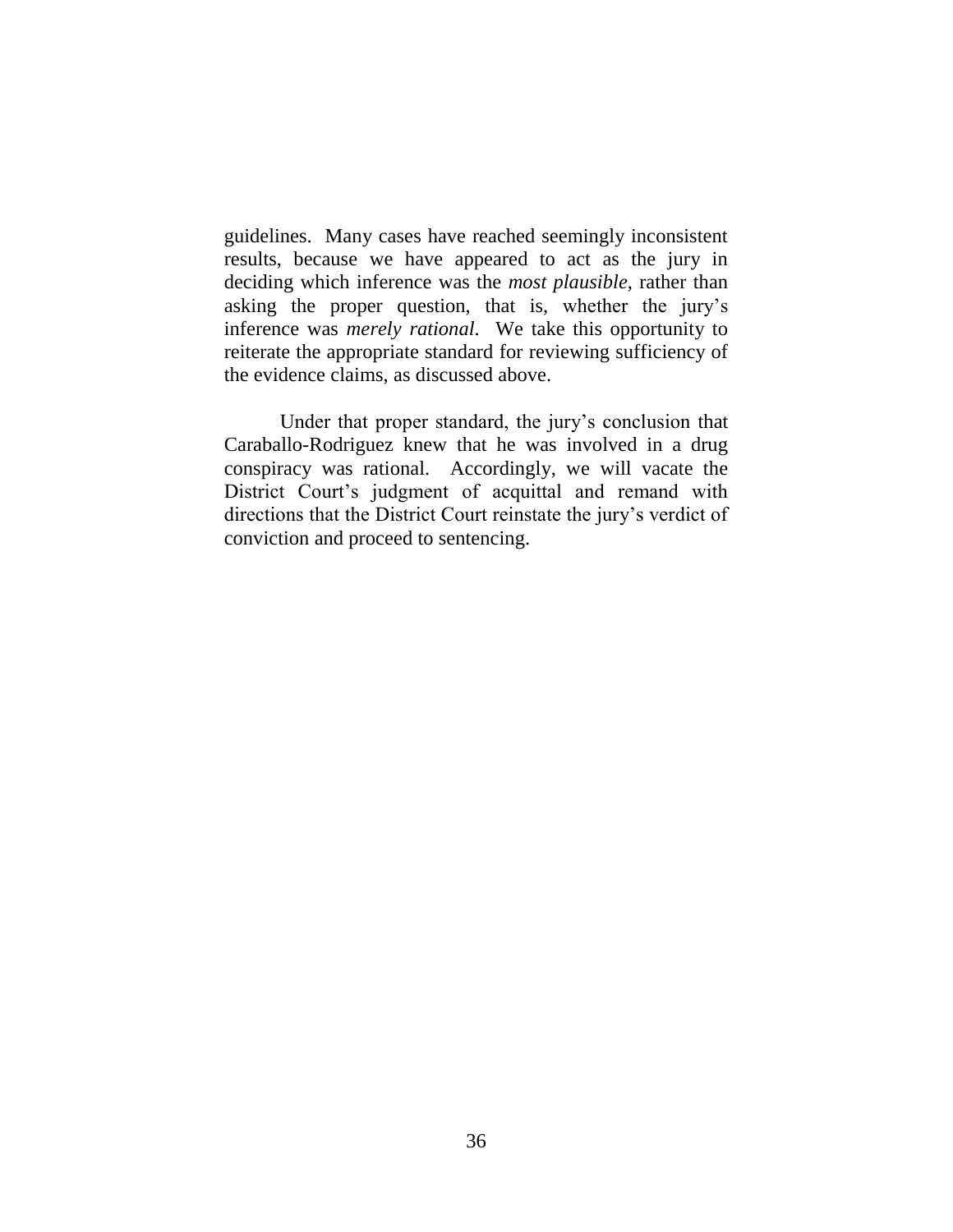guidelines. Many cases have reached seemingly inconsistent results, because we have appeared to act as the jury in deciding which inference was the *most plausible*, rather than asking the proper question, that is, whether the jury's inference was *merely rational*. We take this opportunity to reiterate the appropriate standard for reviewing sufficiency of the evidence claims, as discussed above.

Under that proper standard, the jury's conclusion that Caraballo-Rodriguez knew that he was involved in a drug conspiracy was rational. Accordingly, we will vacate the District Court's judgment of acquittal and remand with directions that the District Court reinstate the jury's verdict of conviction and proceed to sentencing.